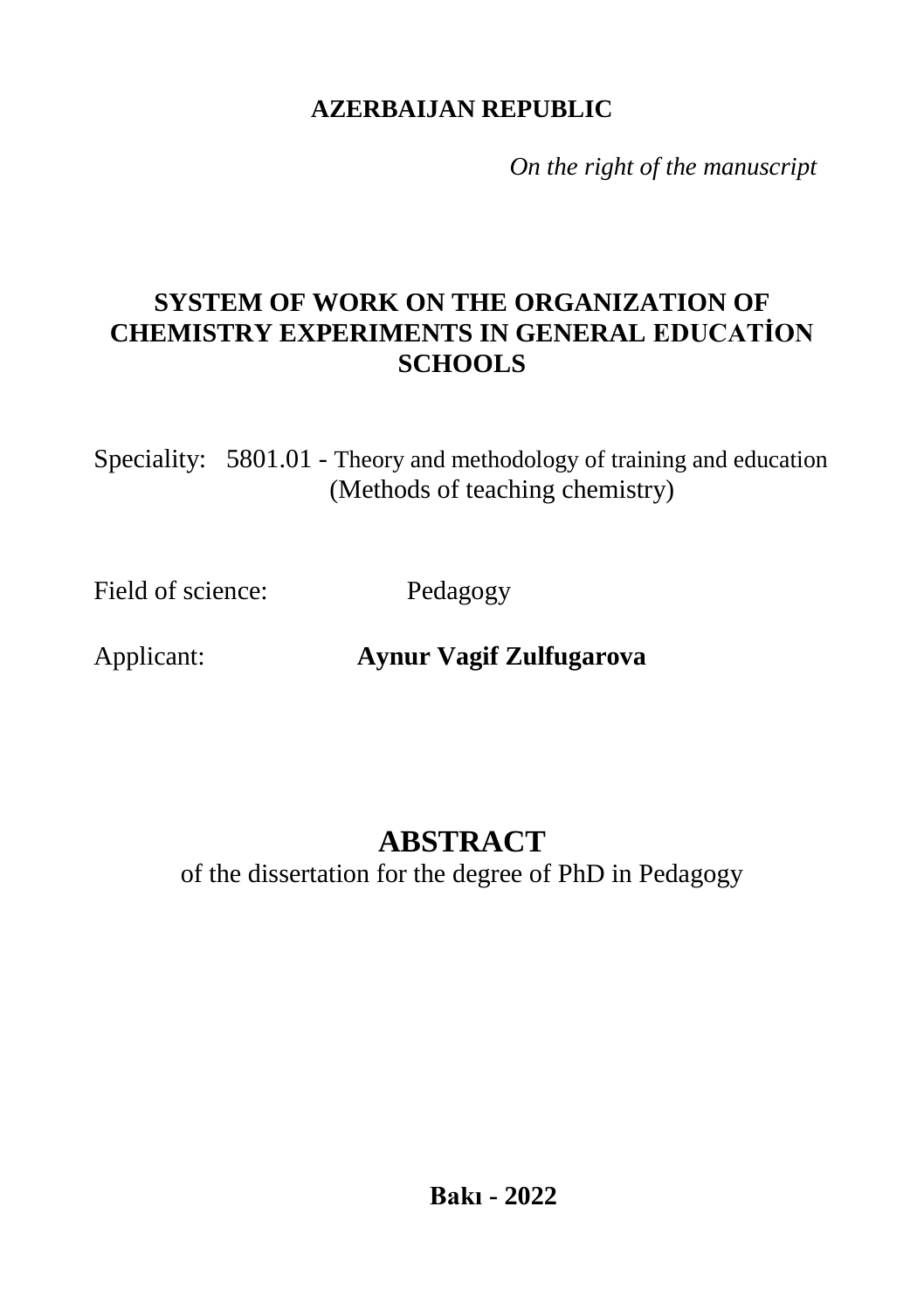**AZERBAIJAN REPUBLIC**

*On the right of the manuscript*

# SYSTEM OF WORK ON THE ORGANIZATION OF CHEMISTRY EXPERIMENTS IN GENERAL EDUCATİON SCHOOLS

Speciality: 5801.01 - Theory and methodology of training and education (Methods of teaching chemistry)

Field of science: Pedagogy

Applicant: **Aynur Vagif Zulfugarova**

## ABSTRACT

of the dissertation for the degree of PhD in Pedagogy

**Bakı - 2022**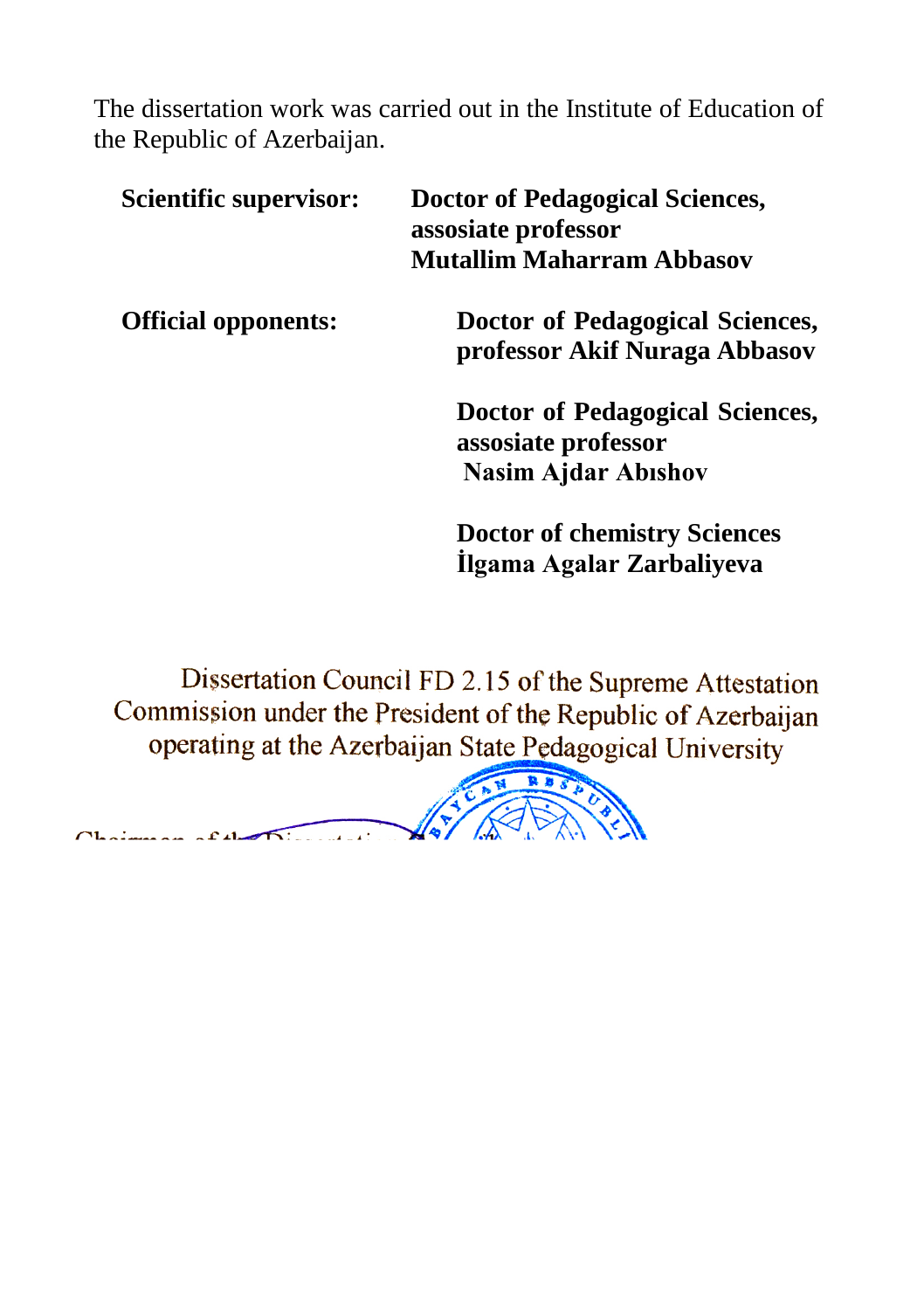The dissertation work was carried out in the Institute of Education of the Republic of Azerbaijan.

**Scientific supervisor:** **Doctor of Pedagogical Sciences, assosiate professor**
**Mutallim Maharram Abbasov**

**Official opponents:** **Doctor of Pedagogical Sciences, professor Akif Nuraga Abbasov**

**Doctor of Pedagogical Sciences, assosiate professor**
**Nasim Ajdar Abıshov**

**Doctor of chemistry Sciences**
**İlgama Agalar Zarbaliyeva**

Dissertation Council FD 2.15 of the Supreme Attestation Commission under the President of the Republic of Azerbaijan operating at the Azerbaijan State Pedagogical University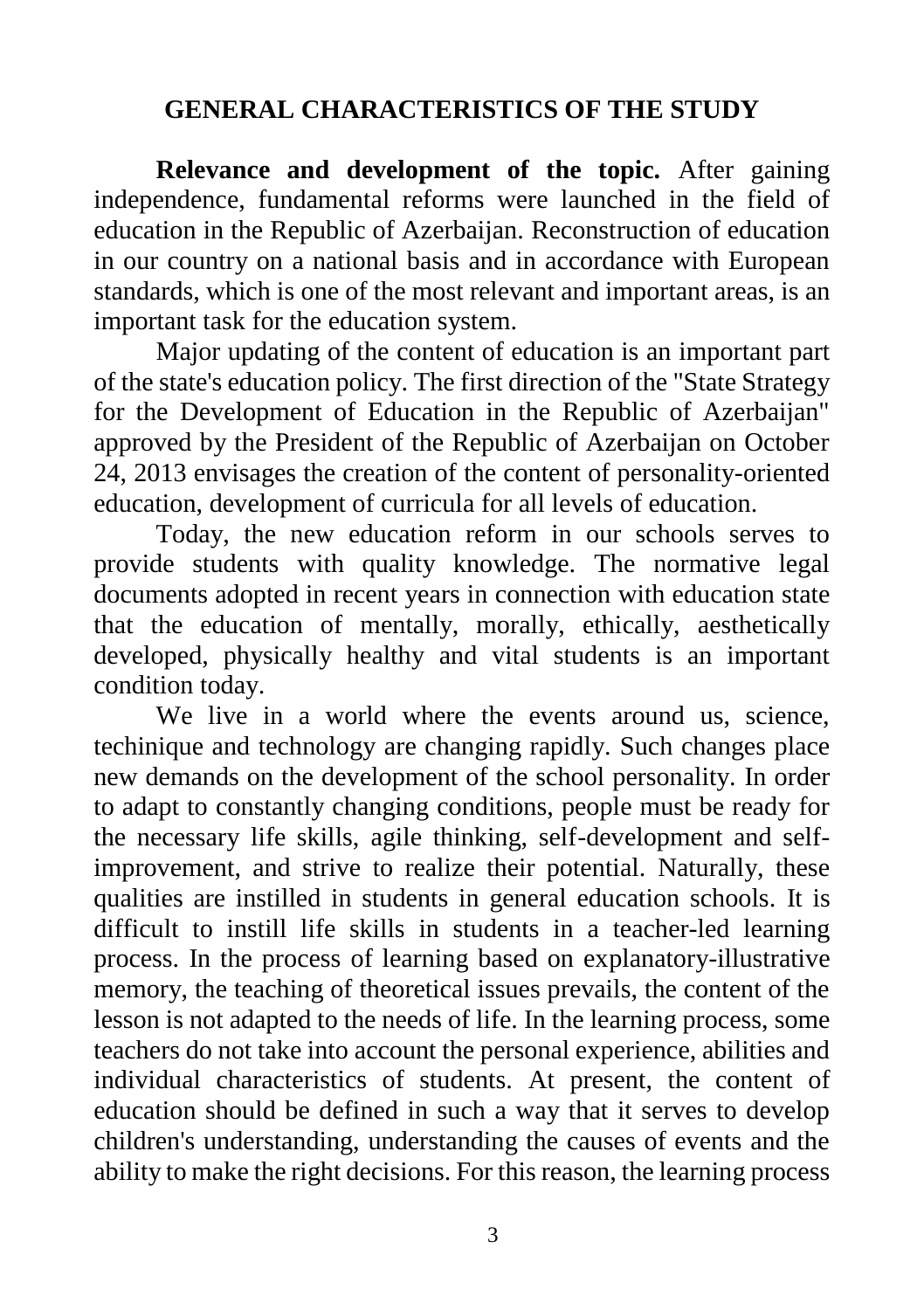## GENERAL CHARACTERISTICS OF THE STUDY

**Relevance and development of the topic.** After gaining independence, fundamental reforms were launched in the field of education in the Republic of Azerbaijan. Reconstruction of education in our country on a national basis and in accordance with European standards, which is one of the most relevant and important areas, is an important task for the education system.

Major updating of the content of education is an important part of the state's education policy. The first direction of the "State Strategy for the Development of Education in the Republic of Azerbaijan" approved by the President of the Republic of Azerbaijan on October 24, 2013 envisages the creation of the content of personality-oriented education, development of curricula for all levels of education.

Today, the new education reform in our schools serves to provide students with quality knowledge. The normative legal documents adopted in recent years in connection with education state that the education of mentally, morally, ethically, aesthetically developed, physically healthy and vital students is an important condition today.

We live in a world where the events around us, science, techinique and technology are changing rapidly. Such changes place new demands on the development of the school personality. In order to adapt to constantly changing conditions, people must be ready for the necessary life skills, agile thinking, self-development and self-improvement, and strive to realize their potential. Naturally, these qualities are instilled in students in general education schools. It is difficult to instill life skills in students in a teacher-led learning process. In the process of learning based on explanatory-illustrative memory, the teaching of theoretical issues prevails, the content of the lesson is not adapted to the needs of life. In the learning process, some teachers do not take into account the personal experience, abilities and individual characteristics of students. At present, the content of education should be defined in such a way that it serves to develop children's understanding, understanding the causes of events and the ability to make the right decisions. For this reason, the learning process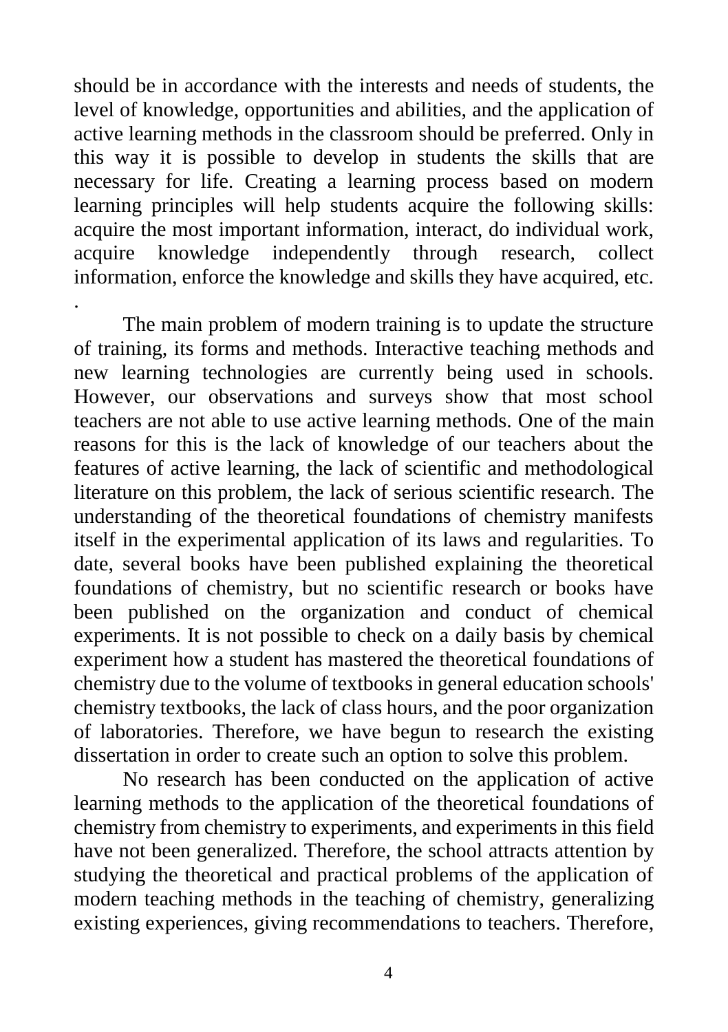should be in accordance with the interests and needs of students, the level of knowledge, opportunities and abilities, and the application of active learning methods in the classroom should be preferred. Only in this way it is possible to develop in students the skills that are necessary for life. Creating a learning process based on modern learning principles will help students acquire the following skills: acquire the most important information, interact, do individual work, acquire knowledge independently through research, collect information, enforce the knowledge and skills they have acquired, etc.
.

The main problem of modern training is to update the structure of training, its forms and methods. Interactive teaching methods and new learning technologies are currently being used in schools. However, our observations and surveys show that most school teachers are not able to use active learning methods. One of the main reasons for this is the lack of knowledge of our teachers about the features of active learning, the lack of scientific and methodological literature on this problem, the lack of serious scientific research. The understanding of the theoretical foundations of chemistry manifests itself in the experimental application of its laws and regularities. To date, several books have been published explaining the theoretical foundations of chemistry, but no scientific research or books have been published on the organization and conduct of chemical experiments. It is not possible to check on a daily basis by chemical experiment how a student has mastered the theoretical foundations of chemistry due to the volume of textbooks in general education schools' chemistry textbooks, the lack of class hours, and the poor organization of laboratories. Therefore, we have begun to research the existing dissertation in order to create such an option to solve this problem.

No research has been conducted on the application of active learning methods to the application of the theoretical foundations of chemistry from chemistry to experiments, and experiments in this field have not been generalized. Therefore, the school attracts attention by studying the theoretical and practical problems of the application of modern teaching methods in the teaching of chemistry, generalizing existing experiences, giving recommendations to teachers. Therefore,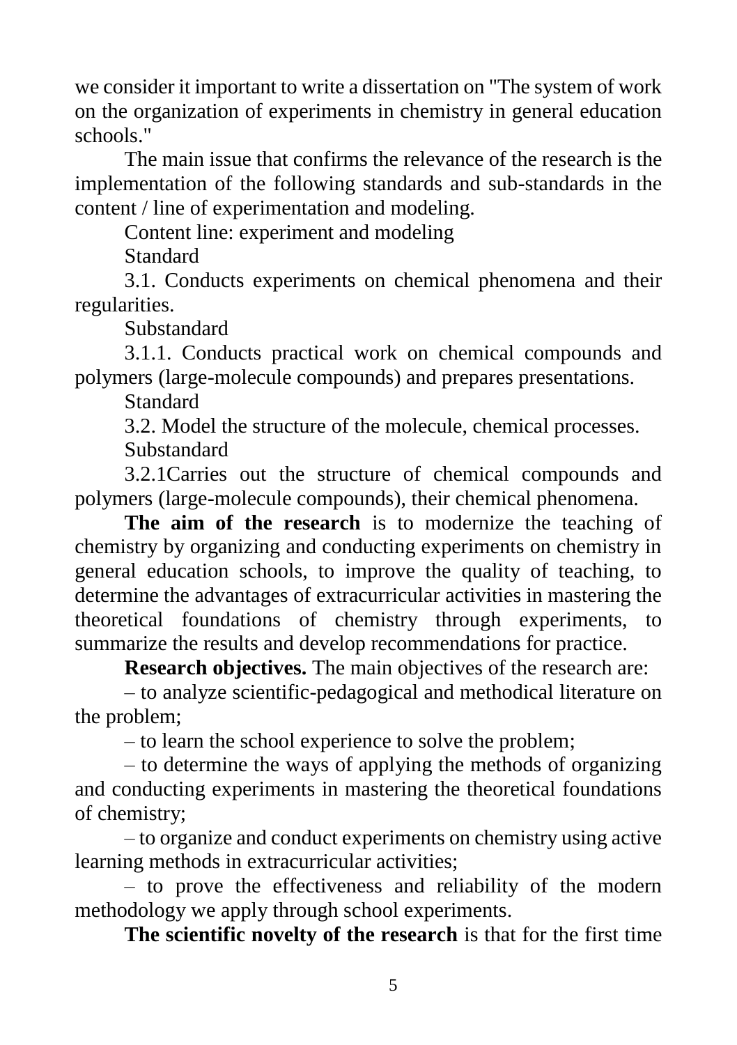we consider it important to write a dissertation on "The system of work on the organization of experiments in chemistry in general education schools."

The main issue that confirms the relevance of the research is the implementation of the following standards and sub-standards in the content / line of experimentation and modeling.

Content line: experiment and modeling

Standard

3.1. Conducts experiments on chemical phenomena and their regularities.

Substandard

3.1.1. Conducts practical work on chemical compounds and polymers (large-molecule compounds) and prepares presentations.

Standard

3.2. Model the structure of the molecule, chemical processes.

Substandard

3.2.1Carries out the structure of chemical compounds and polymers (large-molecule compounds), their chemical phenomena.

**The aim of the research** is to modernize the teaching of chemistry by organizing and conducting experiments on chemistry in general education schools, to improve the quality of teaching, to determine the advantages of extracurricular activities in mastering the theoretical foundations of chemistry through experiments, to summarize the results and develop recommendations for practice.

**Research objectives.** The main objectives of the research are:

– to analyze scientific-pedagogical and methodical literature on the problem;

– to learn the school experience to solve the problem;

– to determine the ways of applying the methods of organizing and conducting experiments in mastering the theoretical foundations of chemistry;

– to organize and conduct experiments on chemistry using active learning methods in extracurricular activities;

– to prove the effectiveness and reliability of the modern methodology we apply through school experiments.

**The scientific novelty of the research** is that for the first time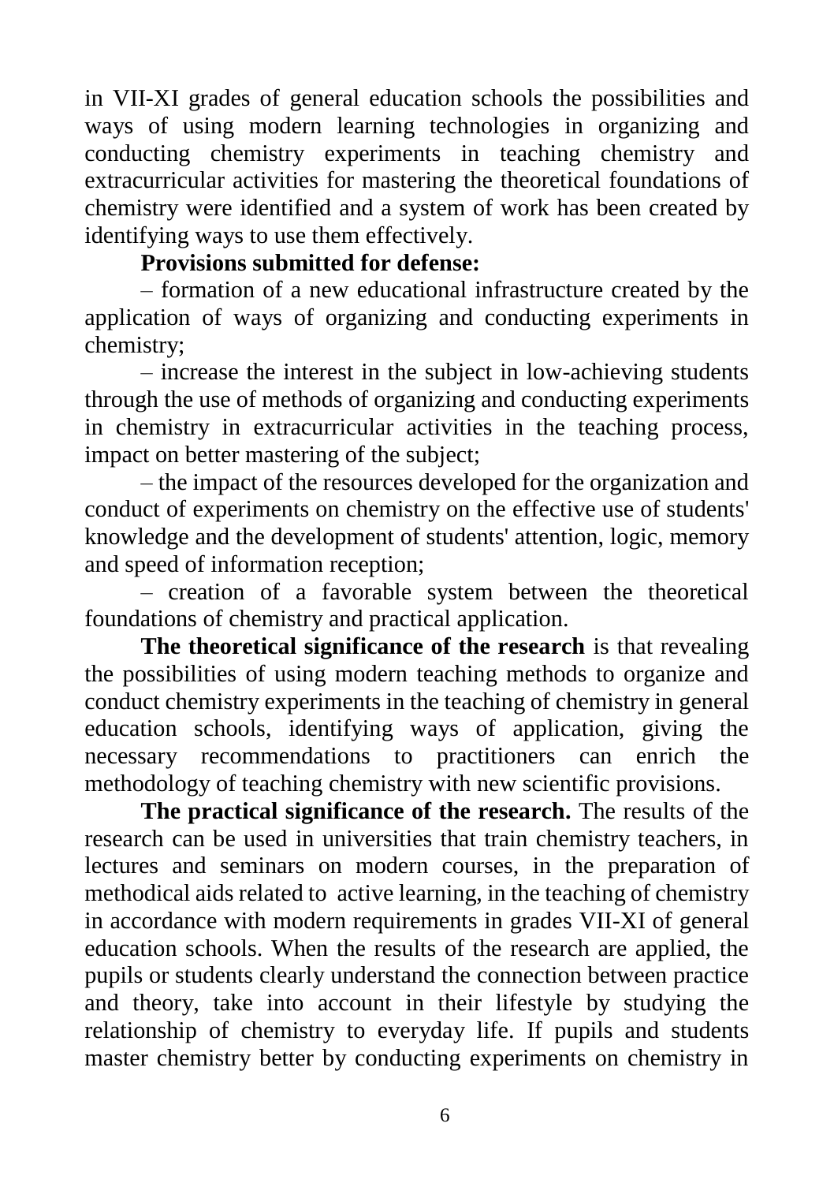in VII-XI grades of general education schools the possibilities and ways of using modern learning technologies in organizing and conducting chemistry experiments in teaching chemistry and extracurricular activities for mastering the theoretical foundations of chemistry were identified and a system of work has been created by identifying ways to use them effectively.

**Provisions submitted for defense:**

– formation of a new educational infrastructure created by the application of ways of organizing and conducting experiments in chemistry;

– increase the interest in the subject in low-achieving students through the use of methods of organizing and conducting experiments in chemistry in extracurricular activities in the teaching process, impact on better mastering of the subject;

– the impact of the resources developed for the organization and conduct of experiments on chemistry on the effective use of students' knowledge and the development of students' attention, logic, memory and speed of information reception;

– creation of a favorable system between the theoretical foundations of chemistry and practical application.

**The theoretical significance of the research** is that revealing the possibilities of using modern teaching methods to organize and conduct chemistry experiments in the teaching of chemistry in general education schools, identifying ways of application, giving the necessary recommendations to practitioners can enrich the methodology of teaching chemistry with new scientific provisions.

**The practical significance of the research.** The results of the research can be used in universities that train chemistry teachers, in lectures and seminars on modern courses, in the preparation of methodical aids related to active learning, in the teaching of chemistry in accordance with modern requirements in grades VII-XI of general education schools. When the results of the research are applied, the pupils or students clearly understand the connection between practice and theory, take into account in their lifestyle by studying the relationship of chemistry to everyday life. If pupils and students master chemistry better by conducting experiments on chemistry in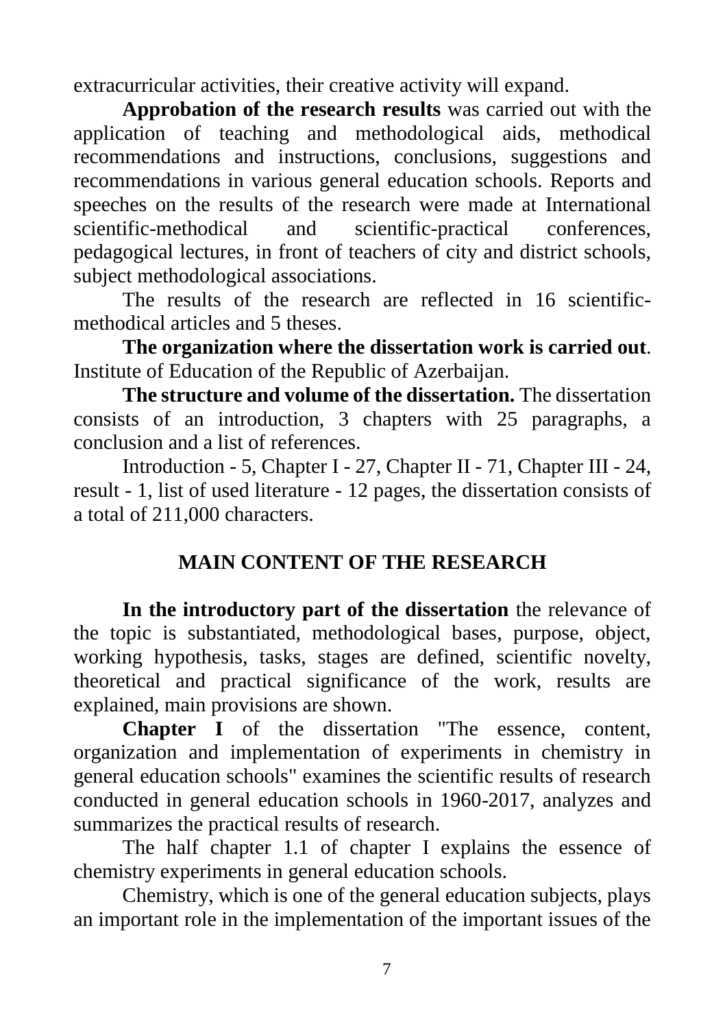extracurricular activities, their creative activity will expand.

**Approbation of the research results** was carried out with the application of teaching and methodological aids, methodical recommendations and instructions, conclusions, suggestions and recommendations in various general education schools. Reports and speeches on the results of the research were made at International scientific-methodical and scientific-practical conferences, pedagogical lectures, in front of teachers of city and district schools, subject methodological associations.

The results of the research are reflected in 16 scientific-methodical articles and 5 theses.

**The organization where the dissertation work is carried out**. Institute of Education of the Republic of Azerbaijan.

**The structure and volume of the dissertation.** The dissertation consists of an introduction, 3 chapters with 25 paragraphs, a conclusion and a list of references.

Introduction - 5, Chapter I - 27, Chapter II - 71, Chapter III - 24, result - 1, list of used literature - 12 pages, the dissertation consists of a total of 211,000 characters.

## MAIN CONTENT OF THE RESEARCH

**In the introductory part of the dissertation** the relevance of the topic is substantiated, methodological bases, purpose, object, working hypothesis, tasks, stages are defined, scientific novelty, theoretical and practical significance of the work, results are explained, main provisions are shown.

**Chapter I** of the dissertation "The essence, content, organization and implementation of experiments in chemistry in general education schools" examines the scientific results of research conducted in general education schools in 1960-2017, analyzes and summarizes the practical results of research.

The half chapter 1.1 of chapter I explains the essence of chemistry experiments in general education schools.

Chemistry, which is one of the general education subjects, plays an important role in the implementation of the important issues of the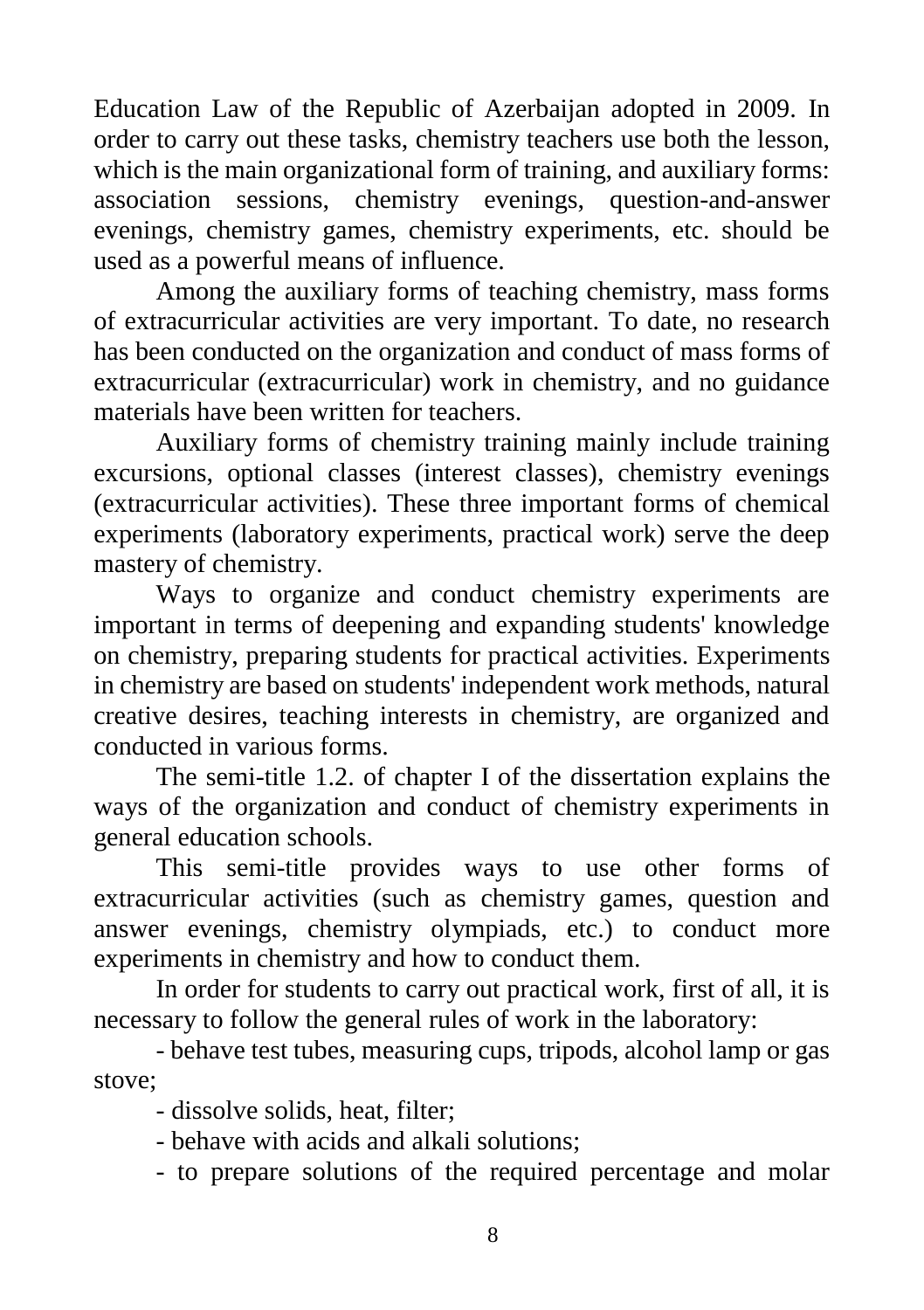Education Law of the Republic of Azerbaijan adopted in 2009. In order to carry out these tasks, chemistry teachers use both the lesson, which is the main organizational form of training, and auxiliary forms: association sessions, chemistry evenings, question-and-answer evenings, chemistry games, chemistry experiments, etc. should be used as a powerful means of influence.

Among the auxiliary forms of teaching chemistry, mass forms of extracurricular activities are very important. To date, no research has been conducted on the organization and conduct of mass forms of extracurricular (extracurricular) work in chemistry, and no guidance materials have been written for teachers.

Auxiliary forms of chemistry training mainly include training excursions, optional classes (interest classes), chemistry evenings (extracurricular activities). These three important forms of chemical experiments (laboratory experiments, practical work) serve the deep mastery of chemistry.

Ways to organize and conduct chemistry experiments are important in terms of deepening and expanding students' knowledge on chemistry, preparing students for practical activities. Experiments in chemistry are based on students' independent work methods, natural creative desires, teaching interests in chemistry, are organized and conducted in various forms.

The semi-title 1.2. of chapter I of the dissertation explains the ways of the organization and conduct of chemistry experiments in general education schools.

This semi-title provides ways to use other forms of extracurricular activities (such as chemistry games, question and answer evenings, chemistry olympiads, etc.) to conduct more experiments in chemistry and how to conduct them.

In order for students to carry out practical work, first of all, it is necessary to follow the general rules of work in the laboratory:

- behave test tubes, measuring cups, tripods, alcohol lamp or gas stove;
- dissolve solids, heat, filter;
- behave with acids and alkali solutions;
- to prepare solutions of the required percentage and molar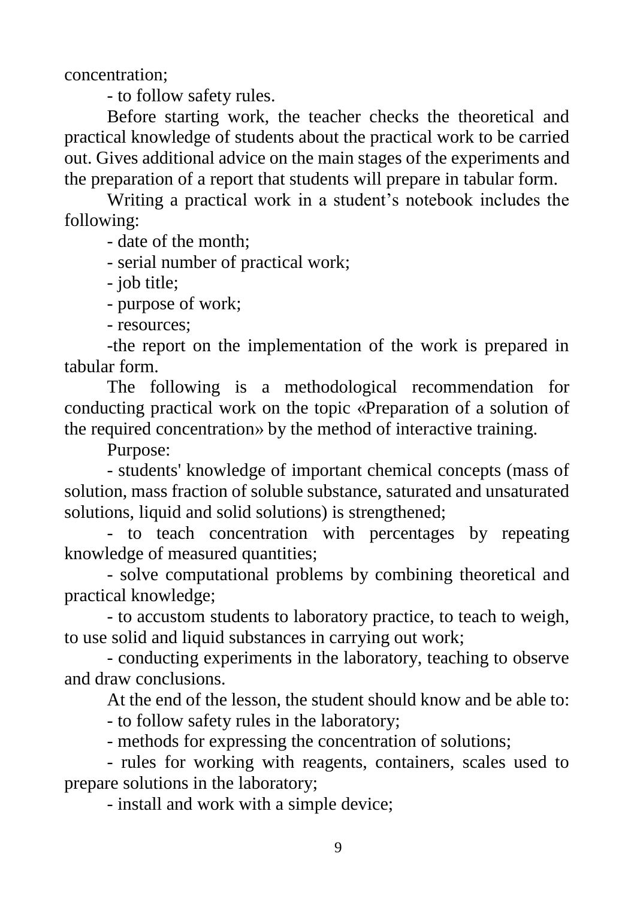concentration;

- to follow safety rules.

Before starting work, the teacher checks the theoretical and practical knowledge of students about the practical work to be carried out. Gives additional advice on the main stages of the experiments and the preparation of a report that students will prepare in tabular form.

Writing a practical work in a student's notebook includes the following:

- date of the month;
- serial number of practical work;
- job title;
- purpose of work;
- resources;
- the report on the implementation of the work is prepared in tabular form.

The following is a methodological recommendation for conducting practical work on the topic «Preparation of a solution of the required concentration» by the method of interactive training.

Purpose:

- students' knowledge of important chemical concepts (mass of solution, mass fraction of soluble substance, saturated and unsaturated solutions, liquid and solid solutions) is strengthened;
- to teach concentration with percentages by repeating knowledge of measured quantities;
- solve computational problems by combining theoretical and practical knowledge;
- to accustom students to laboratory practice, to teach to weigh, to use solid and liquid substances in carrying out work;
- conducting experiments in the laboratory, teaching to observe and draw conclusions.

At the end of the lesson, the student should know and be able to:

- to follow safety rules in the laboratory;
- methods for expressing the concentration of solutions;
- rules for working with reagents, containers, scales used to prepare solutions in the laboratory;
- install and work with a simple device;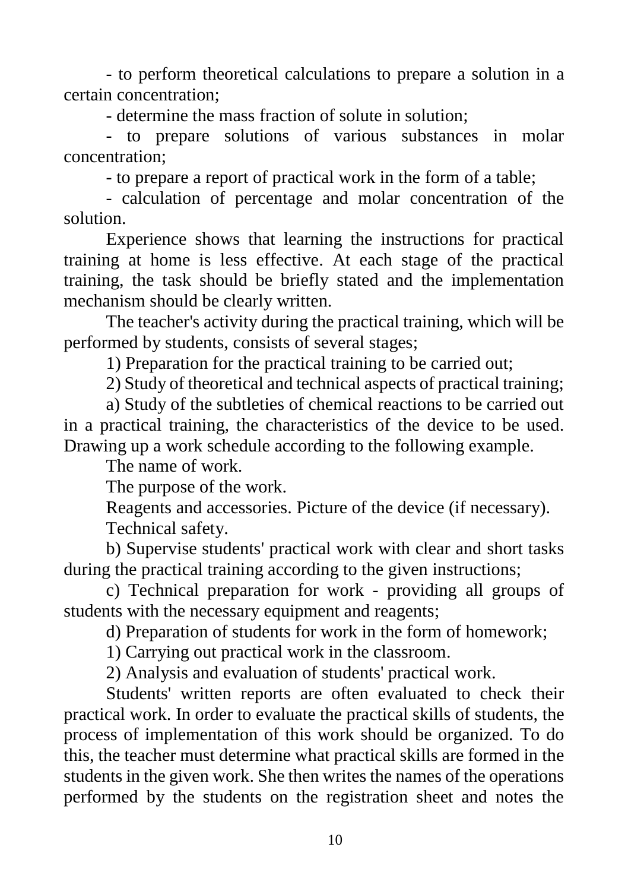- to perform theoretical calculations to prepare a solution in a certain concentration;

- determine the mass fraction of solute in solution;

- to prepare solutions of various substances in molar concentration;

- to prepare a report of practical work in the form of a table;

- calculation of percentage and molar concentration of the solution.

Experience shows that learning the instructions for practical training at home is less effective. At each stage of the practical training, the task should be briefly stated and the implementation mechanism should be clearly written.

The teacher's activity during the practical training, which will be performed by students, consists of several stages;

1) Preparation for the practical training to be carried out;

2) Study of theoretical and technical aspects of practical training;

a) Study of the subtleties of chemical reactions to be carried out in a practical training, the characteristics of the device to be used. Drawing up a work schedule according to the following example.

The name of work.

The purpose of the work.

Reagents and accessories. Picture of the device (if necessary).

Technical safety.

b) Supervise students' practical work with clear and short tasks during the practical training according to the given instructions;

c) Technical preparation for work - providing all groups of students with the necessary equipment and reagents;

d) Preparation of students for work in the form of homework;

1) Carrying out practical work in the classroom.

2) Analysis and evaluation of students' practical work.

Students' written reports are often evaluated to check their practical work. In order to evaluate the practical skills of students, the process of implementation of this work should be organized. To do this, the teacher must determine what practical skills are formed in the students in the given work. She then writes the names of the operations performed by the students on the registration sheet and notes the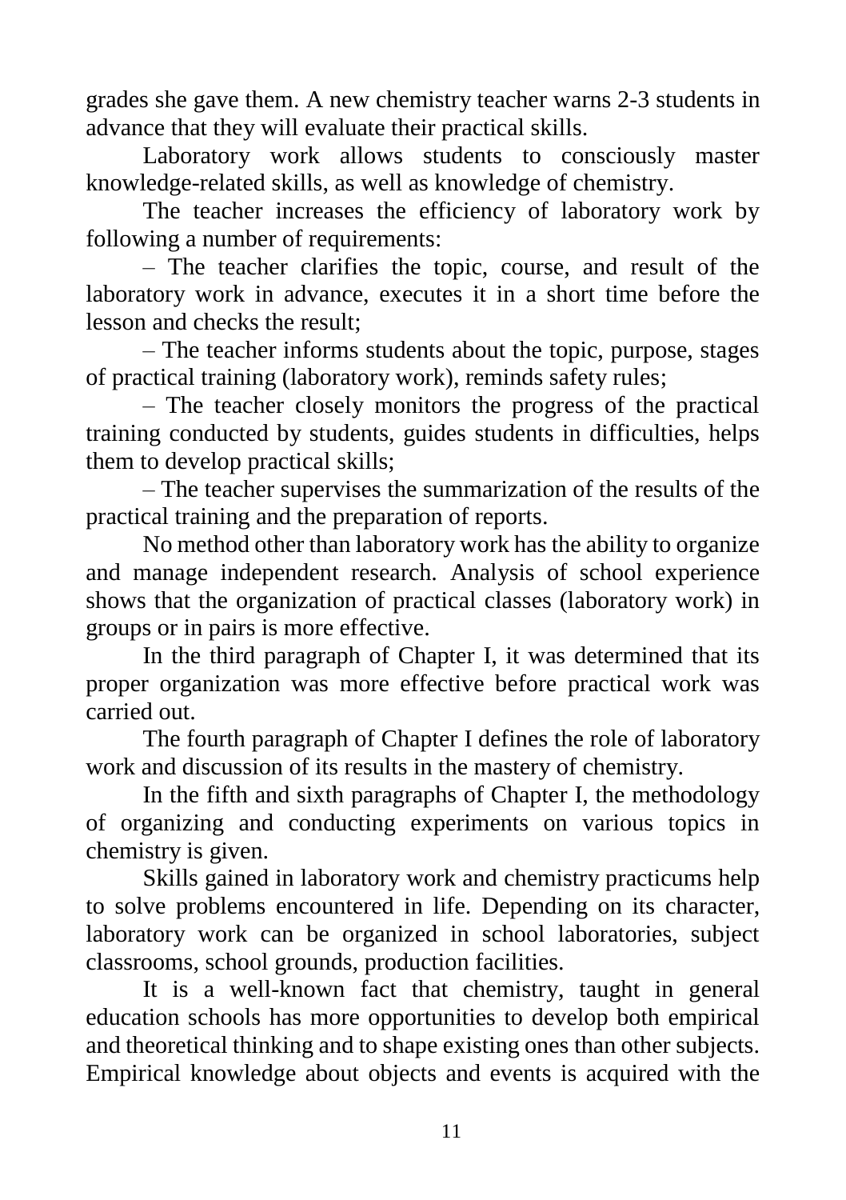grades she gave them. A new chemistry teacher warns 2-3 students in advance that they will evaluate their practical skills.

Laboratory work allows students to consciously master knowledge-related skills, as well as knowledge of chemistry.

The teacher increases the efficiency of laboratory work by following a number of requirements:

– The teacher clarifies the topic, course, and result of the laboratory work in advance, executes it in a short time before the lesson and checks the result;

– The teacher informs students about the topic, purpose, stages of practical training (laboratory work), reminds safety rules;

– The teacher closely monitors the progress of the practical training conducted by students, guides students in difficulties, helps them to develop practical skills;

– The teacher supervises the summarization of the results of the practical training and the preparation of reports.

No method other than laboratory work has the ability to organize and manage independent research. Analysis of school experience shows that the organization of practical classes (laboratory work) in groups or in pairs is more effective.

In the third paragraph of Chapter I, it was determined that its proper organization was more effective before practical work was carried out.

The fourth paragraph of Chapter I defines the role of laboratory work and discussion of its results in the mastery of chemistry.

In the fifth and sixth paragraphs of Chapter I, the methodology of organizing and conducting experiments on various topics in chemistry is given.

Skills gained in laboratory work and chemistry practicums help to solve problems encountered in life. Depending on its character, laboratory work can be organized in school laboratories, subject classrooms, school grounds, production facilities.

It is a well-known fact that chemistry, taught in general education schools has more opportunities to develop both empirical and theoretical thinking and to shape existing ones than other subjects. Empirical knowledge about objects and events is acquired with the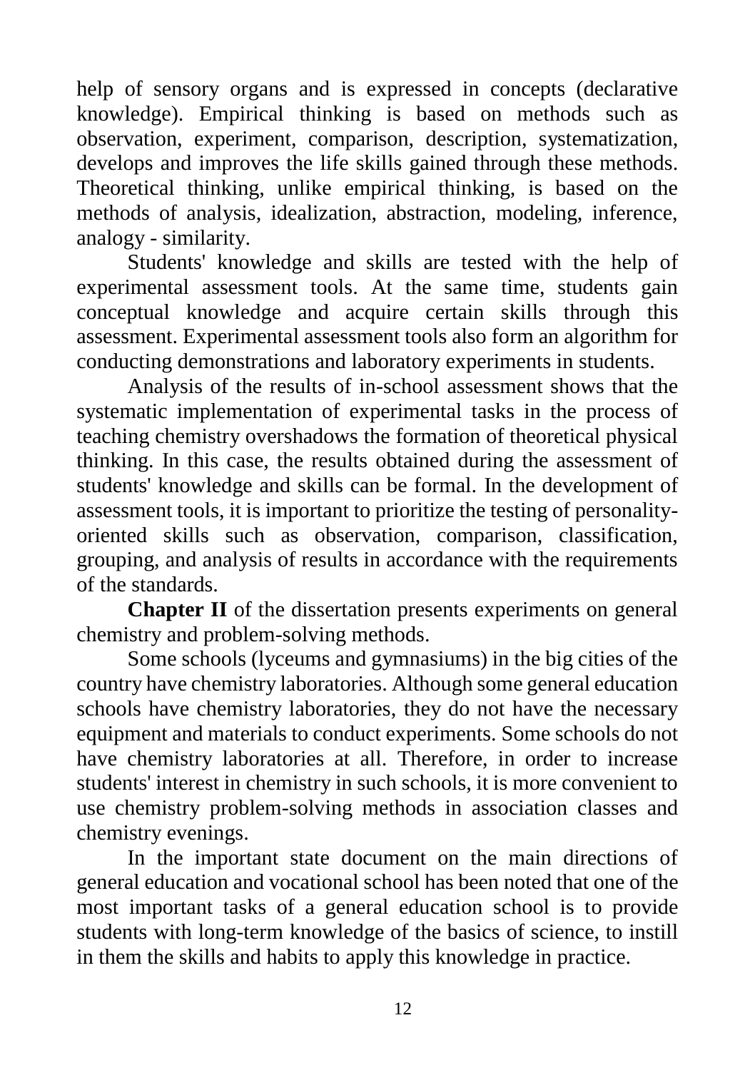help of sensory organs and is expressed in concepts (declarative knowledge). Empirical thinking is based on methods such as observation, experiment, comparison, description, systematization, develops and improves the life skills gained through these methods. Theoretical thinking, unlike empirical thinking, is based on the methods of analysis, idealization, abstraction, modeling, inference, analogy - similarity.

Students' knowledge and skills are tested with the help of experimental assessment tools. At the same time, students gain conceptual knowledge and acquire certain skills through this assessment. Experimental assessment tools also form an algorithm for conducting demonstrations and laboratory experiments in students.

Analysis of the results of in-school assessment shows that the systematic implementation of experimental tasks in the process of teaching chemistry overshadows the formation of theoretical physical thinking. In this case, the results obtained during the assessment of students' knowledge and skills can be formal. In the development of assessment tools, it is important to prioritize the testing of personality-oriented skills such as observation, comparison, classification, grouping, and analysis of results in accordance with the requirements of the standards.

**Chapter II** of the dissertation presents experiments on general chemistry and problem-solving methods.

Some schools (lyceums and gymnasiums) in the big cities of the country have chemistry laboratories. Although some general education schools have chemistry laboratories, they do not have the necessary equipment and materials to conduct experiments. Some schools do not have chemistry laboratories at all. Therefore, in order to increase students' interest in chemistry in such schools, it is more convenient to use chemistry problem-solving methods in association classes and chemistry evenings.

In the important state document on the main directions of general education and vocational school has been noted that one of the most important tasks of a general education school is to provide students with long-term knowledge of the basics of science, to instill in them the skills and habits to apply this knowledge in practice.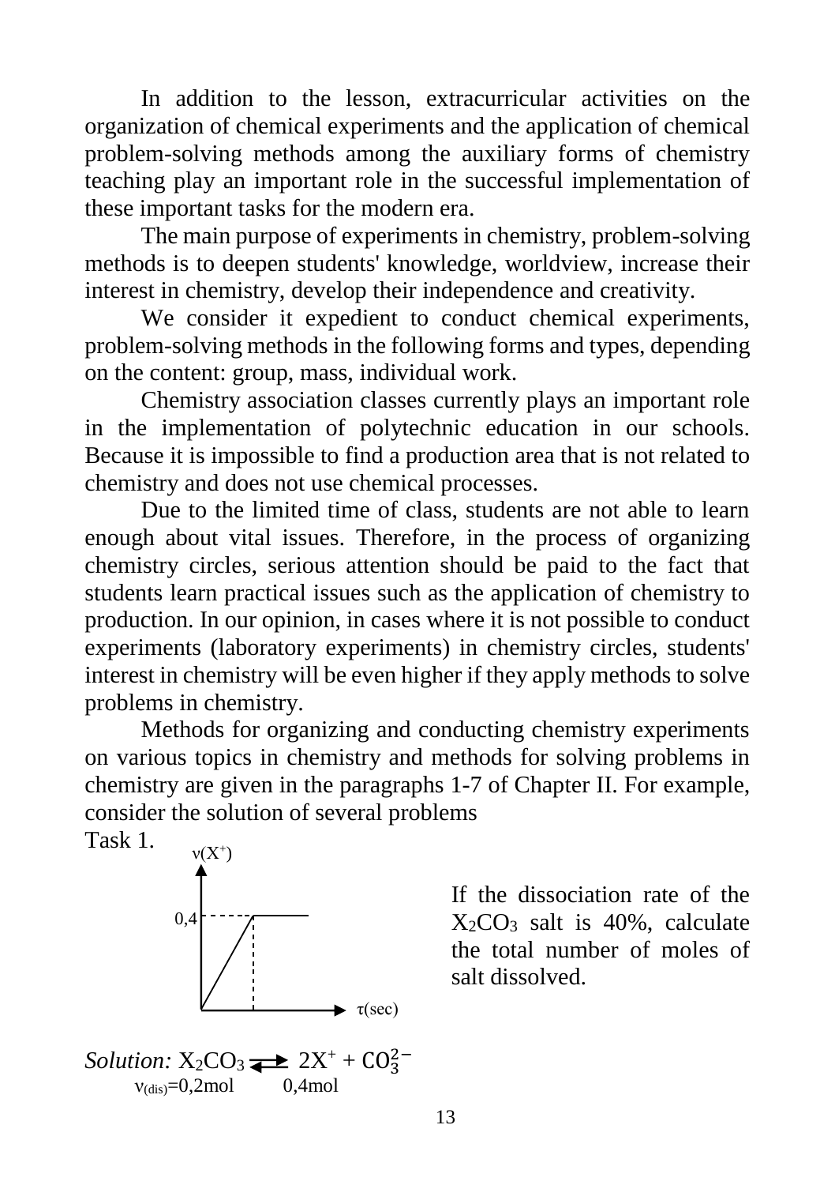In addition to the lesson, extracurricular activities on the organization of chemical experiments and the application of chemical problem-solving methods among the auxiliary forms of chemistry teaching play an important role in the successful implementation of these important tasks for the modern era.

The main purpose of experiments in chemistry, problem-solving methods is to deepen students' knowledge, worldview, increase their interest in chemistry, develop their independence and creativity.

We consider it expedient to conduct chemical experiments, problem-solving methods in the following forms and types, depending on the content: group, mass, individual work.

Chemistry association classes currently plays an important role in the implementation of polytechnic education in our schools. Because it is impossible to find a production area that is not related to chemistry and does not use chemical processes.

Due to the limited time of class, students are not able to learn enough about vital issues. Therefore, in the process of organizing chemistry circles, serious attention should be paid to the fact that students learn practical issues such as the application of chemistry to production. In our opinion, in cases where it is not possible to conduct experiments (laboratory experiments) in chemistry circles, students' interest in chemistry will be even higher if they apply methods to solve problems in chemistry.

Methods for organizing and conducting chemistry experiments on various topics in chemistry and methods for solving problems in chemistry are given in the paragraphs 1-7 of Chapter II. For example, consider the solution of several problems

Task 1.

$\nu(X^+)$ — 0,4 — $\tau$(sec)

If the dissociation rate of the $X_2CO_3$ salt is 40%, calculate the total number of moles of salt dissolved.

*Solution:* $X_2CO_3 \rightleftarrows 2X^+ + CO_3^{2-}$

$\nu_{(dis)}=0{,}2$mol  0,4mol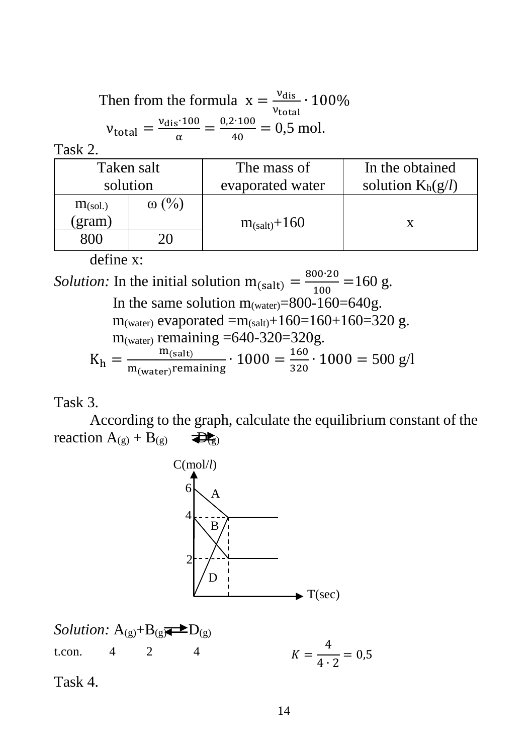Then from the formula $x = \frac{\nu_{dis}}{\nu_{total}} \cdot 100\%$

$$\nu_{total} = \frac{\nu_{dis} \cdot 100}{\alpha} = \frac{0{,}2 \cdot 100}{40} = 0{,}5 \text{ mol.}$$

Task 2.

| Taken salt solution | | The mass of evaporated water | In the obtained solution $K_h$(g/*l*) |
|---|---|---|---|
| $m_{(sol.)}$ (gram) | ω (%) | $m_{(salt)}$+160 | x |
| 800 | 20 | | |

define x:

*Solution:* In the initial solution $m_{(salt)} = \frac{800 \cdot 20}{100} = 160$ g.

In the same solution $m_{(water)}$=800-160=640g.

$m_{(water)}$ evaporated =$m_{(salt)}$+160=160+160=320 g.

$m_{(water)}$ remaining =640-320=320g.

$$K_h = \frac{m_{(salt)}}{m_{(water)}\text{remaining}} \cdot 1000 = \frac{160}{320} \cdot 1000 = 500 \text{ g/l}$$

Task 3.

According to the graph, calculate the equilibrium constant of the reaction $A_{(g)} + B_{(g)} \rightleftarrows D_{(g)}$

*Solution:* $A_{(g)}+B_{(g)} \rightleftarrows D_{(g)}$

t.con. 4 2 4

$$K = \frac{4}{4 \cdot 2} = 0{,}5$$

Task 4.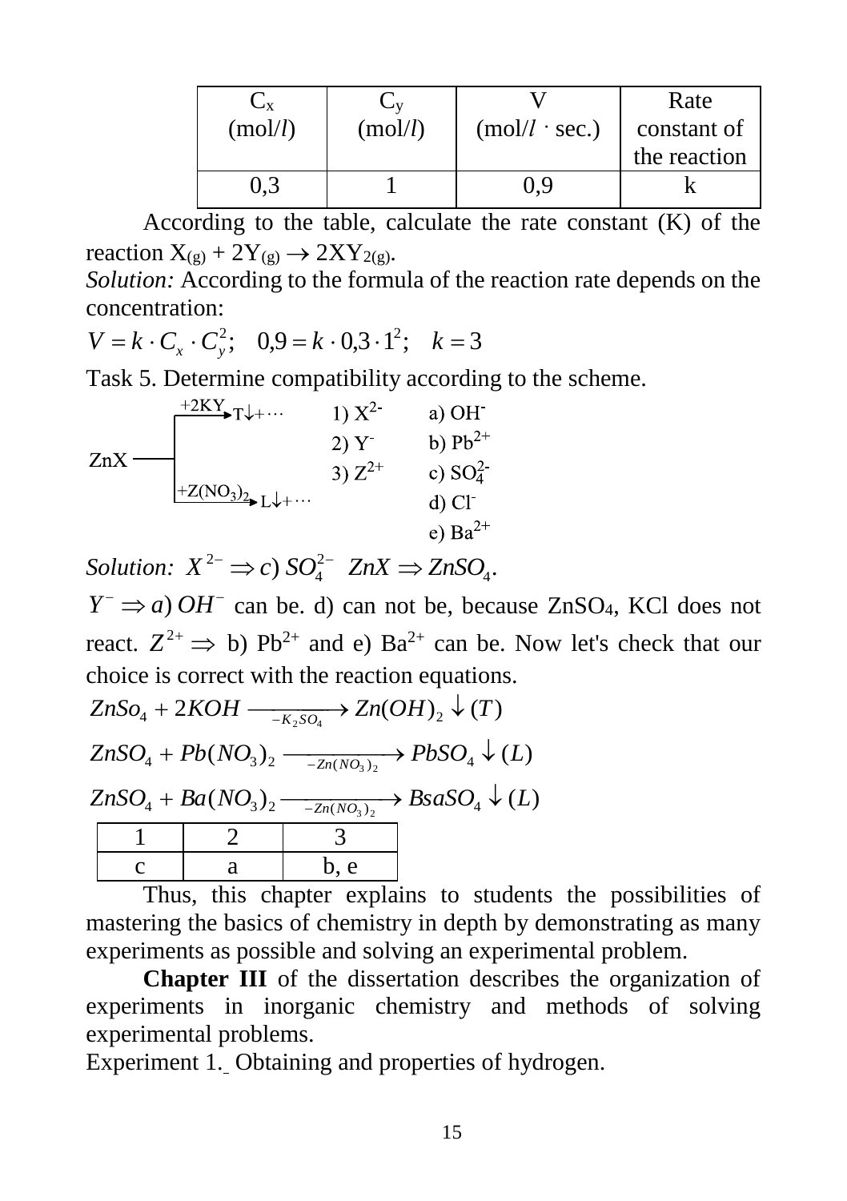| $C_x$ (mol/*l*) | $C_y$ (mol/*l*) | V (mol/*l* · sec.) | Rate constant of the reaction |
|---|---|---|---|
| 0,3 | 1 | 0,9 | k |

According to the table, calculate the rate constant (K) of the reaction $X_{(g)} + 2Y_{(g)} \rightarrow 2XY_{2(g)}$.

*Solution:* According to the formula of the reaction rate depends on the concentration:

$$V = k \cdot C_x \cdot C_y^2; \quad 0{,}9 = k \cdot 0{,}3 \cdot 1^2; \quad k = 3$$

Task 5. Determine compatibility according to the scheme.

$$ZnX \xrightarrow{+2KY} T\downarrow + \cdots$$

$$ZnX \xrightarrow{+Z(NO_3)_2} L\downarrow + \cdots$$

1) $X^{2-}$ a) $OH^-$

2) $Y^-$ b) $Pb^{2+}$

3) $Z^{2+}$ c) $SO_4^{2-}$

d) $Cl^-$

e) $Ba^{2+}$

*Solution:* $X^{2-} \Rightarrow c)\, SO_4^{2-}$ $ZnX \Rightarrow ZnSO_4$.

$Y^- \Rightarrow a)\, OH^-$ can be. d) can not be, because $ZnSO_4$, KCl does not react. $Z^{2+} \Rightarrow$ b) $Pb^{2+}$ and e) $Ba^{2+}$ can be. Now let's check that our choice is correct with the reaction equations.

$$ZnSo_4 + 2KOH \xrightarrow[-K_2SO_4]{} Zn(OH)_2 \downarrow (T)$$

$$ZnSO_4 + Pb(NO_3)_2 \xrightarrow[-Zn(NO_3)_2]{} PbSO_4 \downarrow (L)$$

$$ZnSO_4 + Ba(NO_3)_2 \xrightarrow[-Zn(NO_3)_2]{} BsaSO_4 \downarrow (L)$$

| 1 | 2 | 3 |
|---|---|---|
| c | a | b, e |

Thus, this chapter explains to students the possibilities of mastering the basics of chemistry in depth by demonstrating as many experiments as possible and solving an experimental problem.

**Chapter III** of the dissertation describes the organization of experiments in inorganic chemistry and methods of solving experimental problems.

Experiment 1. Obtaining and properties of hydrogen.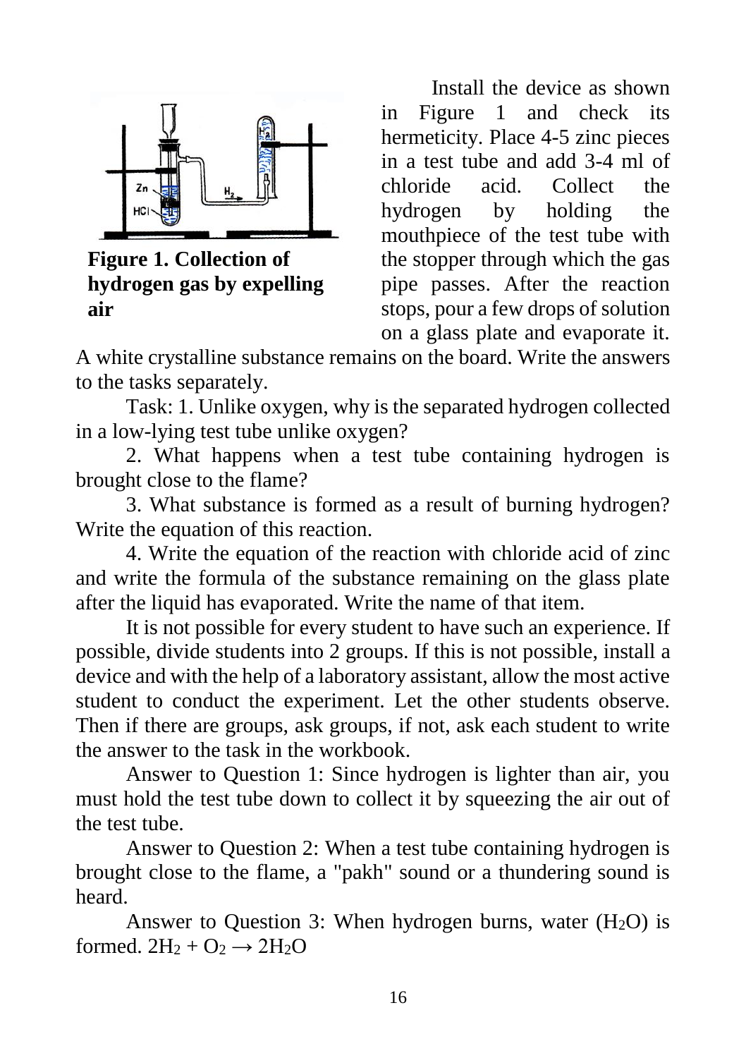**Figure 1. Collection of hydrogen gas by expelling air**

Install the device as shown in Figure 1 and check its hermeticity. Place 4-5 zinc pieces in a test tube and add 3-4 ml of chloride acid. Collect the hydrogen by holding the mouthpiece of the test tube with the stopper through which the gas pipe passes. After the reaction stops, pour a few drops of solution on a glass plate and evaporate it. A white crystalline substance remains on the board. Write the answers to the tasks separately.

Task: 1. Unlike oxygen, why is the separated hydrogen collected in a low-lying test tube unlike oxygen?

2. What happens when a test tube containing hydrogen is brought close to the flame?

3. What substance is formed as a result of burning hydrogen? Write the equation of this reaction.

4. Write the equation of the reaction with chloride acid of zinc and write the formula of the substance remaining on the glass plate after the liquid has evaporated. Write the name of that item.

It is not possible for every student to have such an experience. If possible, divide students into 2 groups. If this is not possible, install a device and with the help of a laboratory assistant, allow the most active student to conduct the experiment. Let the other students observe. Then if there are groups, ask groups, if not, ask each student to write the answer to the task in the workbook.

Answer to Question 1: Since hydrogen is lighter than air, you must hold the test tube down to collect it by squeezing the air out of the test tube.

Answer to Question 2: When a test tube containing hydrogen is brought close to the flame, a "pakh" sound or a thundering sound is heard.

Answer to Question 3: When hydrogen burns, water ($H_2O$) is formed. $2H_2 + O_2 \rightarrow 2H_2O$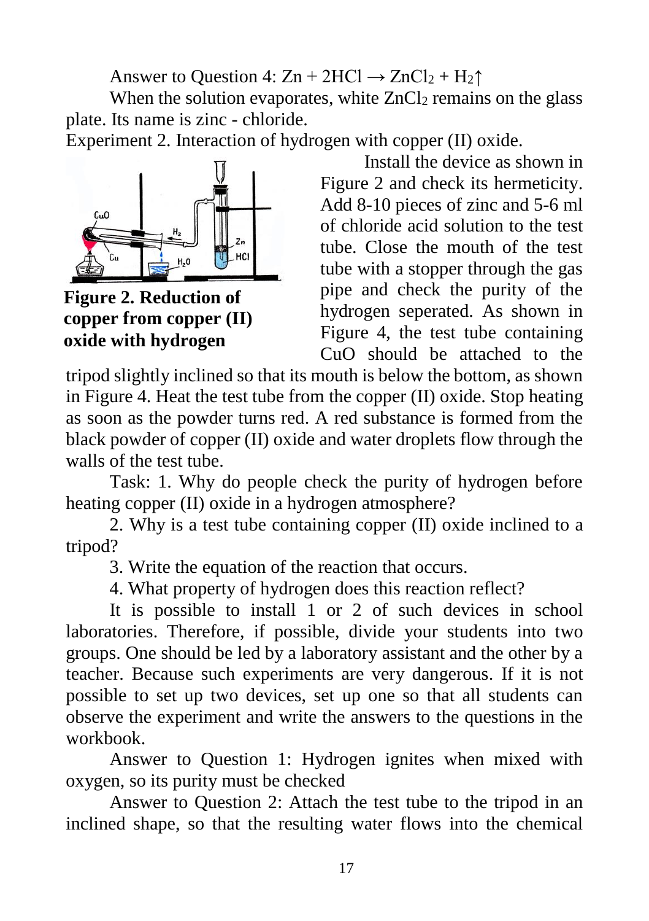Answer to Question 4: $Zn + 2HCl \rightarrow ZnCl_2 + H_2\uparrow$

When the solution evaporates, white $ZnCl_2$ remains on the glass plate. Its name is zinc - chloride.

Experiment 2. Interaction of hydrogen with copper (II) oxide.

**Figure 2. Reduction of copper from copper (II) oxide with hydrogen**

Install the device as shown in Figure 2 and check its hermeticity. Add 8-10 pieces of zinc and 5-6 ml of chloride acid solution to the test tube. Close the mouth of the test tube with a stopper through the gas pipe and check the purity of the hydrogen seperated. As shown in Figure 4, the test tube containing CuO should be attached to the tripod slightly inclined so that its mouth is below the bottom, as shown in Figure 4. Heat the test tube from the copper (II) oxide. Stop heating as soon as the powder turns red. A red substance is formed from the black powder of copper (II) oxide and water droplets flow through the walls of the test tube.

Task: 1. Why do people check the purity of hydrogen before heating copper (II) oxide in a hydrogen atmosphere?

2. Why is a test tube containing copper (II) oxide inclined to a tripod?

3. Write the equation of the reaction that occurs.

4. What property of hydrogen does this reaction reflect?

It is possible to install 1 or 2 of such devices in school laboratories. Therefore, if possible, divide your students into two groups. One should be led by a laboratory assistant and the other by a teacher. Because such experiments are very dangerous. If it is not possible to set up two devices, set up one so that all students can observe the experiment and write the answers to the questions in the workbook.

Answer to Question 1: Hydrogen ignites when mixed with oxygen, so its purity must be checked

Answer to Question 2: Attach the test tube to the tripod in an inclined shape, so that the resulting water flows into the chemical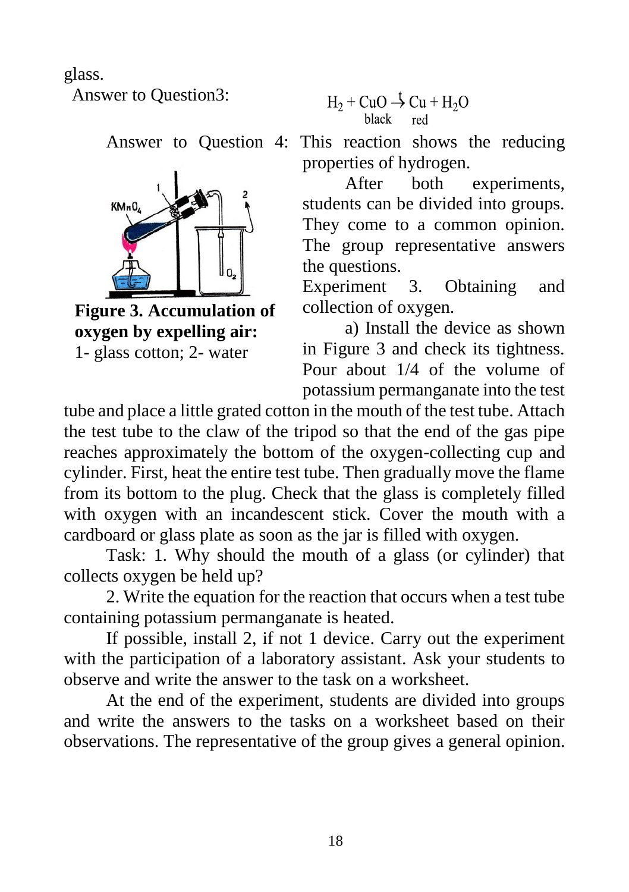glass.

Answer to Question3:

$$H_2 + CuO \xrightarrow{t} Cu + H_2O$$
$$\text{black} \qquad \text{red}$$

Answer to Question 4: This reaction shows the reducing properties of hydrogen.

After both experiments, students can be divided into groups. They come to a common opinion. The group representative answers the questions.

**Figure 3. Accumulation of oxygen by expelling air:**
1- glass cotton; 2- water

Experiment 3. Obtaining and collection of oxygen.

a) Install the device as shown in Figure 3 and check its tightness. Pour about 1/4 of the volume of potassium permanganate into the test tube and place a little grated cotton in the mouth of the test tube. Attach the test tube to the claw of the tripod so that the end of the gas pipe reaches approximately the bottom of the oxygen-collecting cup and cylinder. First, heat the entire test tube. Then gradually move the flame from its bottom to the plug. Check that the glass is completely filled with oxygen with an incandescent stick. Cover the mouth with a cardboard or glass plate as soon as the jar is filled with oxygen.

Task: 1. Why should the mouth of a glass (or cylinder) that collects oxygen be held up?

2. Write the equation for the reaction that occurs when a test tube containing potassium permanganate is heated.

If possible, install 2, if not 1 device. Carry out the experiment with the participation of a laboratory assistant. Ask your students to observe and write the answer to the task on a worksheet.

At the end of the experiment, students are divided into groups and write the answers to the tasks on a worksheet based on their observations. The representative of the group gives a general opinion.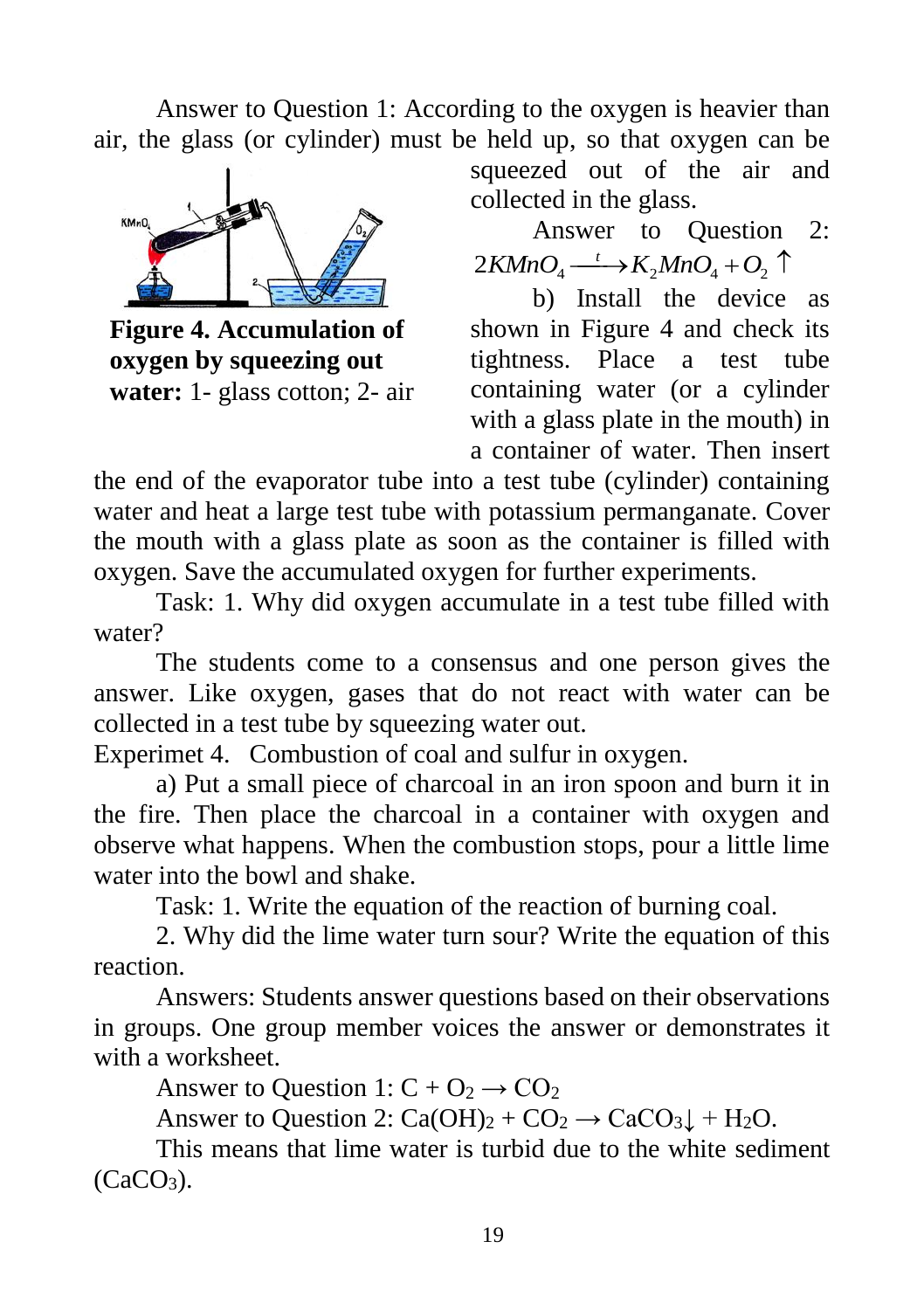Answer to Question 1: According to the oxygen is heavier than air, the glass (or cylinder) must be held up, so that oxygen can be squeezed out of the air and collected in the glass.

**Figure 4. Accumulation of oxygen by squeezing out water:** 1- glass cotton; 2- air

Answer to Question 2: $2KMnO_4 \xrightarrow{t} K_2MnO_4 + O_2 \uparrow$

b) Install the device as shown in Figure 4 and check its tightness. Place a test tube containing water (or a cylinder with a glass plate in the mouth) in a container of water. Then insert the end of the evaporator tube into a test tube (cylinder) containing water and heat a large test tube with potassium permanganate. Cover the mouth with a glass plate as soon as the container is filled with oxygen. Save the accumulated oxygen for further experiments.

Task: 1. Why did oxygen accumulate in a test tube filled with water?

The students come to a consensus and one person gives the answer. Like oxygen, gases that do not react with water can be collected in a test tube by squeezing water out.

Experimet 4. Combustion of coal and sulfur in oxygen.

a) Put a small piece of charcoal in an iron spoon and burn it in the fire. Then place the charcoal in a container with oxygen and observe what happens. When the combustion stops, pour a little lime water into the bowl and shake.

Task: 1. Write the equation of the reaction of burning coal.

2. Why did the lime water turn sour? Write the equation of this reaction.

Answers: Students answer questions based on their observations in groups. One group member voices the answer or demonstrates it with a worksheet.

Answer to Question 1: $C + O_2 \rightarrow CO_2$

Answer to Question 2: $Ca(OH)_2 + CO_2 \rightarrow CaCO_3\downarrow + H_2O$.

This means that lime water is turbid due to the white sediment ($CaCO_3$).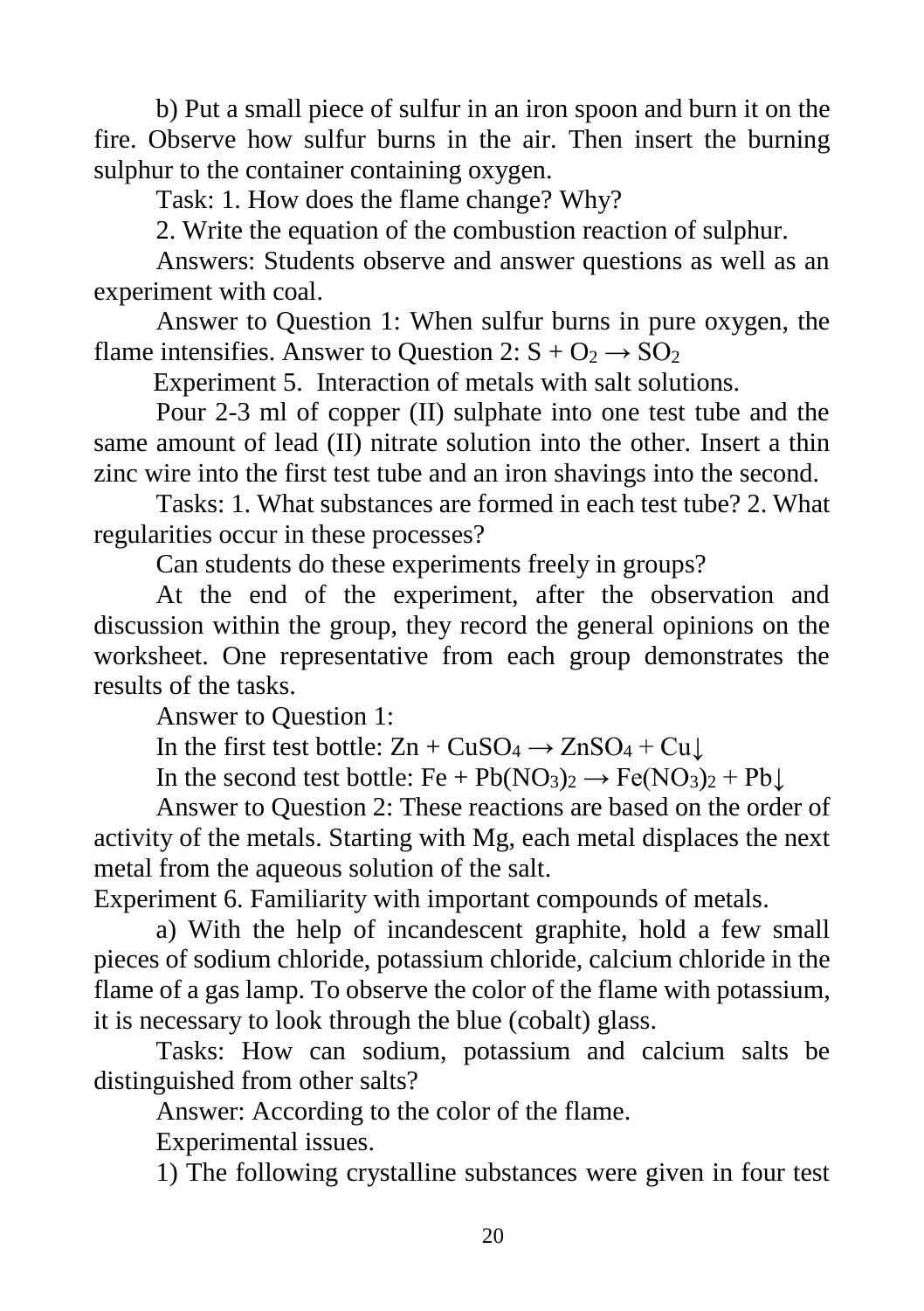b) Put a small piece of sulfur in an iron spoon and burn it on the fire. Observe how sulfur burns in the air. Then insert the burning sulphur to the container containing oxygen.

Task: 1. How does the flame change? Why?

2. Write the equation of the combustion reaction of sulphur.

Answers: Students observe and answer questions as well as an experiment with coal.

Answer to Question 1: When sulfur burns in pure oxygen, the flame intensifies. Answer to Question 2: $S + O_2 \rightarrow SO_2$

Experiment 5. Interaction of metals with salt solutions.

Pour 2-3 ml of copper (II) sulphate into one test tube and the same amount of lead (II) nitrate solution into the other. Insert a thin zinc wire into the first test tube and an iron shavings into the second.

Tasks: 1. What substances are formed in each test tube? 2. What regularities occur in these processes?

Can students do these experiments freely in groups?

At the end of the experiment, after the observation and discussion within the group, they record the general opinions on the worksheet. One representative from each group demonstrates the results of the tasks.

Answer to Question 1:

In the first test bottle: $Zn + CuSO_4 \rightarrow ZnSO_4 + Cu\downarrow$

In the second test bottle: $Fe + Pb(NO_3)_2 \rightarrow Fe(NO_3)_2 + Pb\downarrow$

Answer to Question 2: These reactions are based on the order of activity of the metals. Starting with Mg, each metal displaces the next metal from the aqueous solution of the salt.

Experiment 6. Familiarity with important compounds of metals.

a) With the help of incandescent graphite, hold a few small pieces of sodium chloride, potassium chloride, calcium chloride in the flame of a gas lamp. To observe the color of the flame with potassium, it is necessary to look through the blue (cobalt) glass.

Tasks: How can sodium, potassium and calcium salts be distinguished from other salts?

Answer: According to the color of the flame.

Experimental issues.

1) The following crystalline substances were given in four test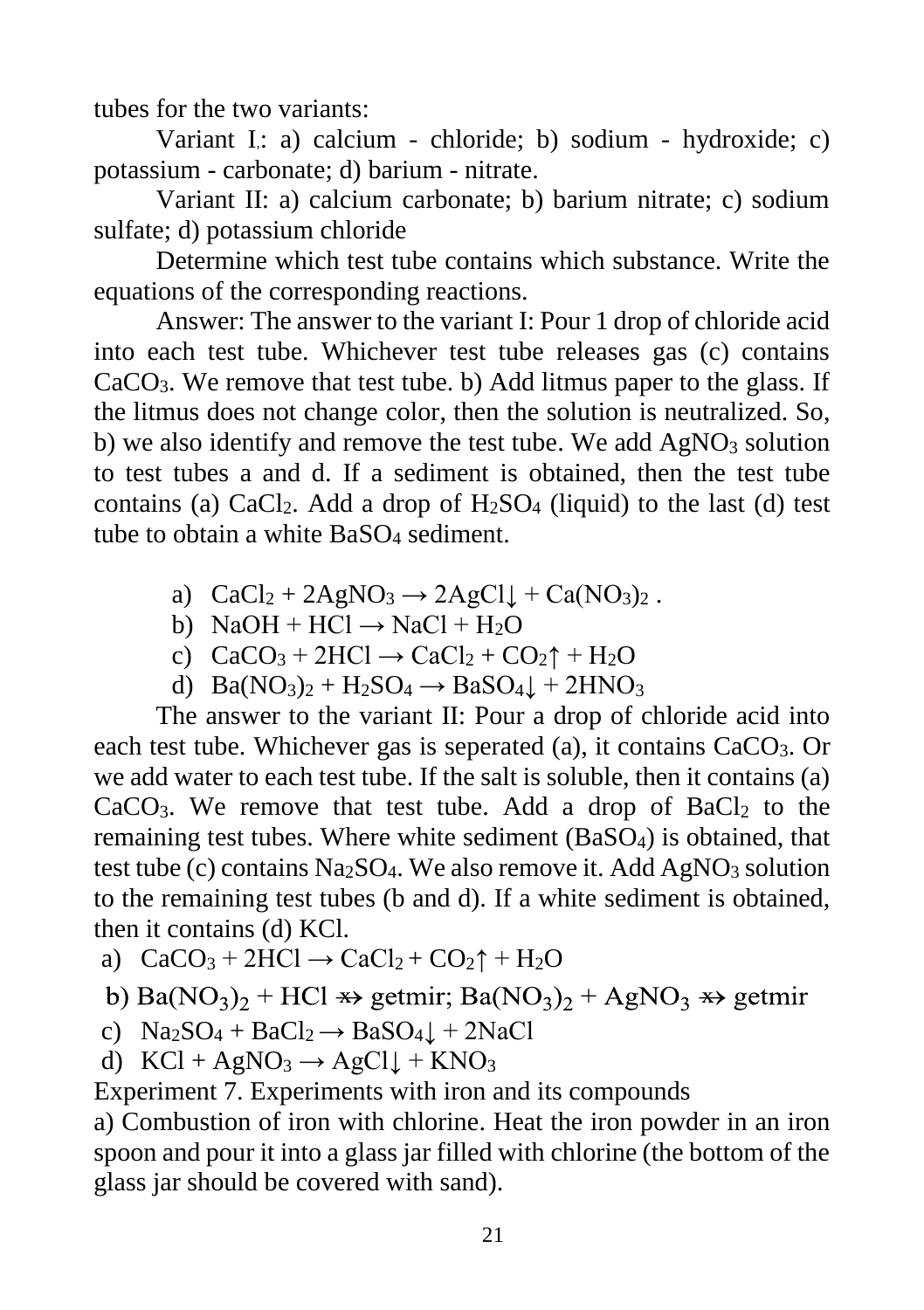tubes for the two variants:

Variant I.: a) calcium - chloride; b) sodium - hydroxide; c) potassium - carbonate; d) barium - nitrate.

Variant II: a) calcium carbonate; b) barium nitrate; c) sodium sulfate; d) potassium chloride

Determine which test tube contains which substance. Write the equations of the corresponding reactions.

Answer: The answer to the variant I: Pour 1 drop of chloride acid into each test tube. Whichever test tube releases gas (c) contains $CaCO_3$. We remove that test tube. b) Add litmus paper to the glass. If the litmus does not change color, then the solution is neutralized. So, b) we also identify and remove the test tube. We add $AgNO_3$ solution to test tubes a and d. If a sediment is obtained, then the test tube contains (a) $CaCl_2$. Add a drop of $H_2SO_4$ (liquid) to the last (d) test tube to obtain a white $BaSO_4$ sediment.

a) $CaCl_2 + 2AgNO_3 \rightarrow 2AgCl\downarrow + Ca(NO_3)_2$ .
b) $NaOH + HCl \rightarrow NaCl + H_2O$
c) $CaCO_3 + 2HCl \rightarrow CaCl_2 + CO_2\uparrow + H_2O$
d) $Ba(NO_3)_2 + H_2SO_4 \rightarrow BaSO_4\downarrow + 2HNO_3$

The answer to the variant II: Pour a drop of chloride acid into each test tube. Whichever gas is seperated (a), it contains $CaCO_3$. Or we add water to each test tube. If the salt is soluble, then it contains (a) $CaCO_3$. We remove that test tube. Add a drop of $BaCl_2$ to the remaining test tubes. Where white sediment ($BaSO_4$) is obtained, that test tube (c) contains $Na_2SO_4$. We also remove it. Add $AgNO_3$ solution to the remaining test tubes (b and d). If a white sediment is obtained, then it contains (d) KCl.

a) $CaCO_3 + 2HCl \rightarrow CaCl_2 + CO_2\uparrow + H_2O$
b) $Ba(NO_3)_2 + HCl \nrightarrow$ getmir; $Ba(NO_3)_2 + AgNO_3 \nrightarrow$ getmir
c) $Na_2SO_4 + BaCl_2 \rightarrow BaSO_4\downarrow + 2NaCl$
d) $KCl + AgNO_3 \rightarrow AgCl\downarrow + KNO_3$

Experiment 7. Experiments with iron and its compounds

a) Combustion of iron with chlorine. Heat the iron powder in an iron spoon and pour it into a glass jar filled with chlorine (the bottom of the glass jar should be covered with sand).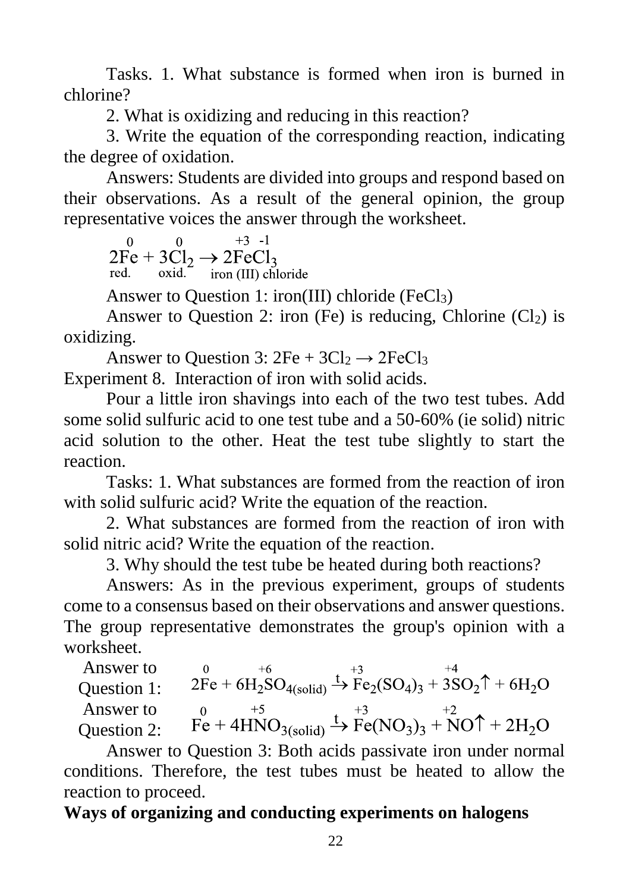Tasks. 1. What substance is formed when iron is burned in chlorine?

2. What is oxidizing and reducing in this reaction?

3. Write the equation of the corresponding reaction, indicating the degree of oxidation.

Answers: Students are divided into groups and respond based on their observations. As a result of the general opinion, the group representative voices the answer through the worksheet.

$$\underset{\text{red.}}{\overset{0}{2Fe}} + \underset{\text{oxid.}}{3\overset{0}{Cl_2}} \rightarrow \underset{\text{iron (III) chloride}}{2\overset{+3}{Fe}\overset{-1}{Cl_3}}$$

Answer to Question 1: iron(III) chloride ($FeCl_3$)

Answer to Question 2: iron (Fe) is reducing, Chlorine ($Cl_2$) is oxidizing.

Answer to Question 3: $2Fe + 3Cl_2 \rightarrow 2FeCl_3$

Experiment 8. Interaction of iron with solid acids.

Pour a little iron shavings into each of the two test tubes. Add some solid sulfuric acid to one test tube and a 50-60% (ie solid) nitric acid solution to the other. Heat the test tube slightly to start the reaction.

Tasks: 1. What substances are formed from the reaction of iron with solid sulfuric acid? Write the equation of the reaction.

2. What substances are formed from the reaction of iron with solid nitric acid? Write the equation of the reaction.

3. Why should the test tube be heated during both reactions?

Answers: As in the previous experiment, groups of students come to a consensus based on their observations and answer questions. The group representative demonstrates the group's opinion with a worksheet.

Answer to Question 1: $$2\overset{0}{Fe} + 6H_2\overset{+6}{S}O_{4(solid)} \xrightarrow{t} \overset{+3}{Fe_2}(SO_4)_3 + 3\overset{+4}{S}O_2\uparrow + 6H_2O$$

Answer to Question 2: $$\overset{0}{Fe} + 4H\overset{+5}{N}O_{3(solid)} \xrightarrow{t} \overset{+3}{Fe}(NO_3)_3 + \overset{+2}{N}O\uparrow + 2H_2O$$

Answer to Question 3: Both acids passivate iron under normal conditions. Therefore, the test tubes must be heated to allow the reaction to proceed.

**Ways of organizing and conducting experiments on halogens**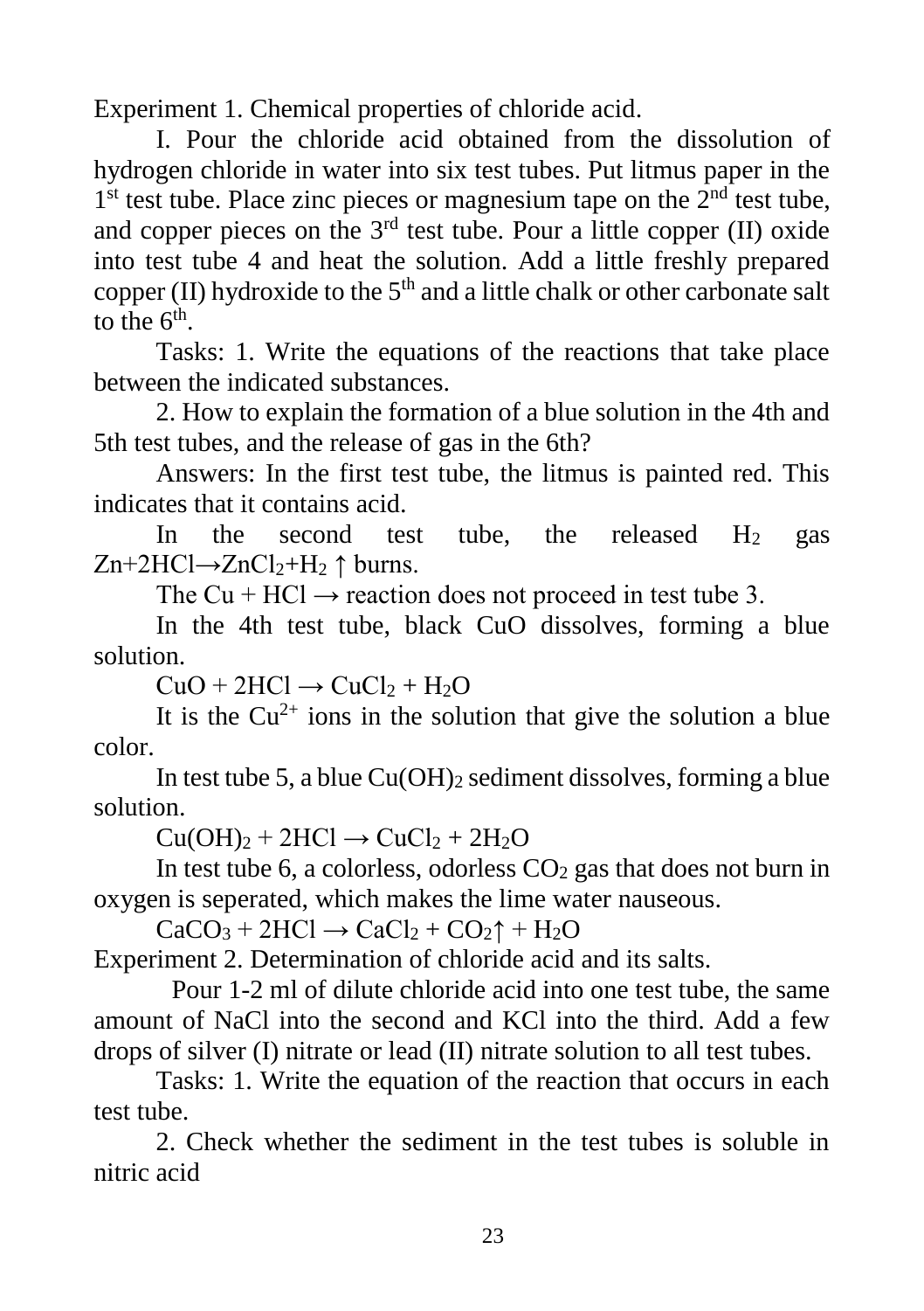Experiment 1. Chemical properties of chloride acid.

I. Pour the chloride acid obtained from the dissolution of hydrogen chloride in water into six test tubes. Put litmus paper in the 1st test tube. Place zinc pieces or magnesium tape on the 2nd test tube, and copper pieces on the 3rd test tube. Pour a little copper (II) oxide into test tube 4 and heat the solution. Add a little freshly prepared copper (II) hydroxide to the 5th and a little chalk or other carbonate salt to the 6th.

Tasks: 1. Write the equations of the reactions that take place between the indicated substances.

2. How to explain the formation of a blue solution in the 4th and 5th test tubes, and the release of gas in the 6th?

Answers: In the first test tube, the litmus is painted red. This indicates that it contains acid.

In the second test tube, the released $H_2$ gas $Zn+2HCl \rightarrow ZnCl_2+H_2\uparrow$ burns.

The $Cu + HCl \rightarrow$ reaction does not proceed in test tube 3.

In the 4th test tube, black CuO dissolves, forming a blue solution.

$$CuO + 2HCl \rightarrow CuCl_2 + H_2O$$

It is the $Cu^{2+}$ ions in the solution that give the solution a blue color.

In test tube 5, a blue $Cu(OH)_2$ sediment dissolves, forming a blue solution.

$$Cu(OH)_2 + 2HCl \rightarrow CuCl_2 + 2H_2O$$

In test tube 6, a colorless, odorless $CO_2$ gas that does not burn in oxygen is seperated, which makes the lime water nauseous.

$$CaCO_3 + 2HCl \rightarrow CaCl_2 + CO_2\uparrow + H_2O$$

Experiment 2. Determination of chloride acid and its salts.

Pour 1-2 ml of dilute chloride acid into one test tube, the same amount of NaCl into the second and KCl into the third. Add a few drops of silver (I) nitrate or lead (II) nitrate solution to all test tubes.

Tasks: 1. Write the equation of the reaction that occurs in each test tube.

2. Check whether the sediment in the test tubes is soluble in nitric acid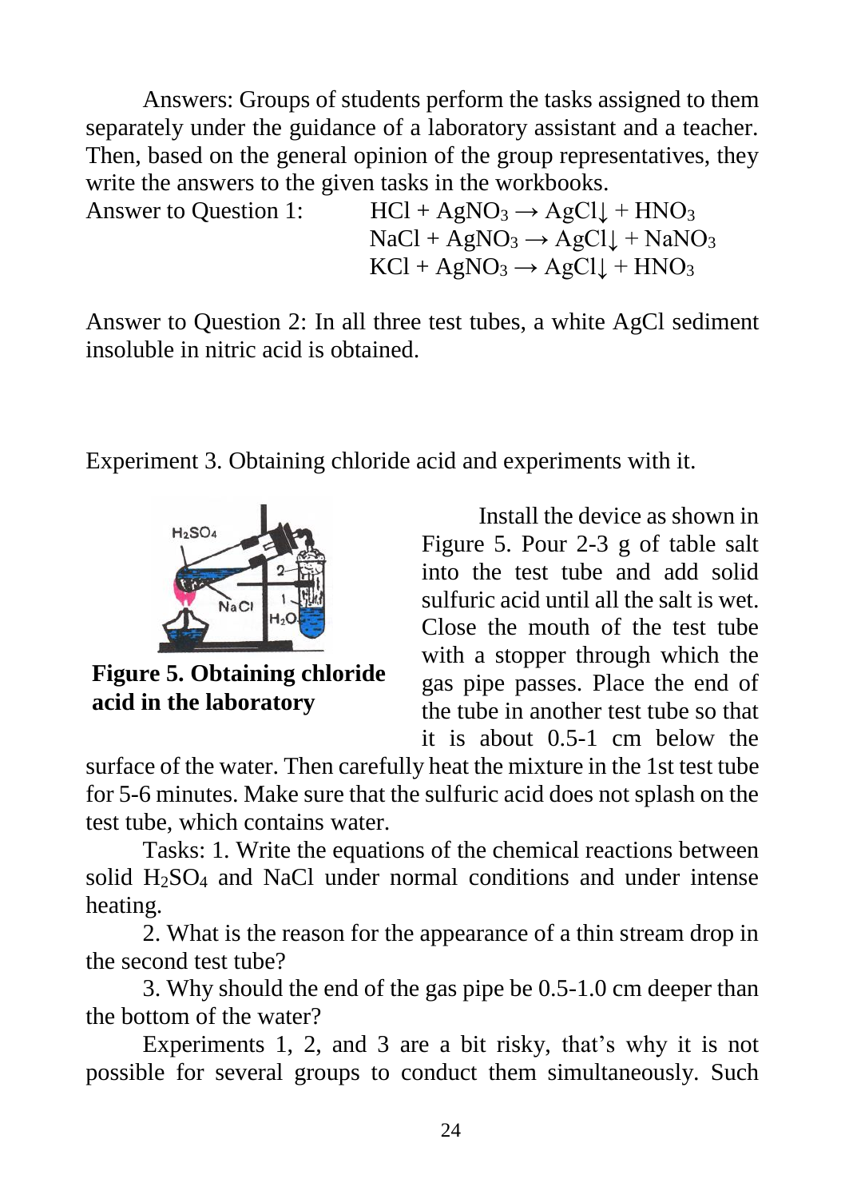Answers: Groups of students perform the tasks assigned to them separately under the guidance of a laboratory assistant and a teacher. Then, based on the general opinion of the group representatives, they write the answers to the given tasks in the workbooks.

Answer to Question 1:

$$HCl + AgNO_3 \rightarrow AgCl\downarrow + HNO_3$$
$$NaCl + AgNO_3 \rightarrow AgCl\downarrow + NaNO_3$$
$$KCl + AgNO_3 \rightarrow AgCl\downarrow + HNO_3$$

Answer to Question 2: In all three test tubes, a white AgCl sediment insoluble in nitric acid is obtained.

Experiment 3. Obtaining chloride acid and experiments with it.

**Figure 5. Obtaining chloride acid in the laboratory**

Install the device as shown in Figure 5. Pour 2-3 g of table salt into the test tube and add solid sulfuric acid until all the salt is wet. Close the mouth of the test tube with a stopper through which the gas pipe passes. Place the end of the tube in another test tube so that it is about 0.5-1 cm below the surface of the water. Then carefully heat the mixture in the 1st test tube for 5-6 minutes. Make sure that the sulfuric acid does not splash on the test tube, which contains water.

Tasks: 1. Write the equations of the chemical reactions between solid $H_2SO_4$ and NaCl under normal conditions and under intense heating.

2. What is the reason for the appearance of a thin stream drop in the second test tube?

3. Why should the end of the gas pipe be 0.5-1.0 cm deeper than the bottom of the water?

Experiments 1, 2, and 3 are a bit risky, that's why it is not possible for several groups to conduct them simultaneously. Such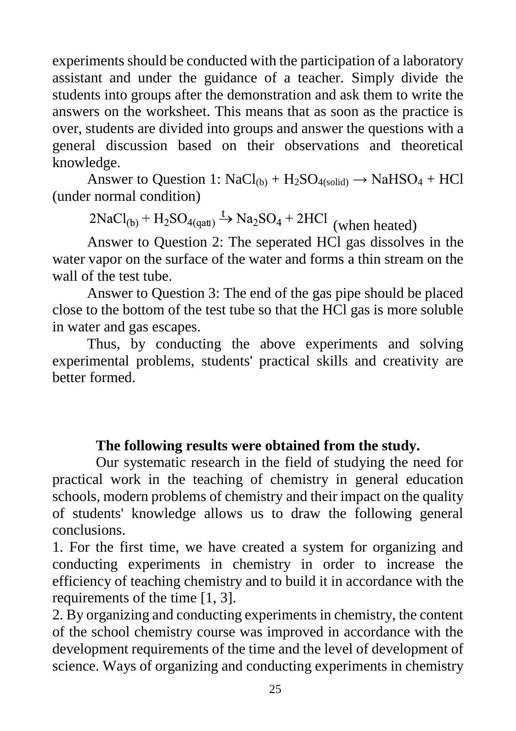experiments should be conducted with the participation of a laboratory assistant and under the guidance of a teacher. Simply divide the students into groups after the demonstration and ask them to write the answers on the worksheet. This means that as soon as the practice is over, students are divided into groups and answer the questions with a general discussion based on their observations and theoretical knowledge.

Answer to Question 1: $NaCl_{(b)} + H_2SO_{4(solid)} \rightarrow NaHSO_4 + HCl$ (under normal condition)

$2NaCl_{(b)} + H_2SO_{4(qatt)} \xrightarrow{t} Na_2SO_4 + 2HCl$ (when heated)

Answer to Question 2: The seperated HCl gas dissolves in the water vapor on the surface of the water and forms a thin stream on the wall of the test tube.

Answer to Question 3: The end of the gas pipe should be placed close to the bottom of the test tube so that the HCl gas is more soluble in water and gas escapes.

Thus, by conducting the above experiments and solving experimental problems, students' practical skills and creativity are better formed.

**The following results were obtained from the study.**

Our systematic research in the field of studying the need for practical work in the teaching of chemistry in general education schools, modern problems of chemistry and their impact on the quality of students' knowledge allows us to draw the following general conclusions.

1. For the first time, we have created a system for organizing and conducting experiments in chemistry in order to increase the efficiency of teaching chemistry and to build it in accordance with the requirements of the time [1, 3].

2. By organizing and conducting experiments in chemistry, the content of the school chemistry course was improved in accordance with the development requirements of the time and the level of development of science. Ways of organizing and conducting experiments in chemistry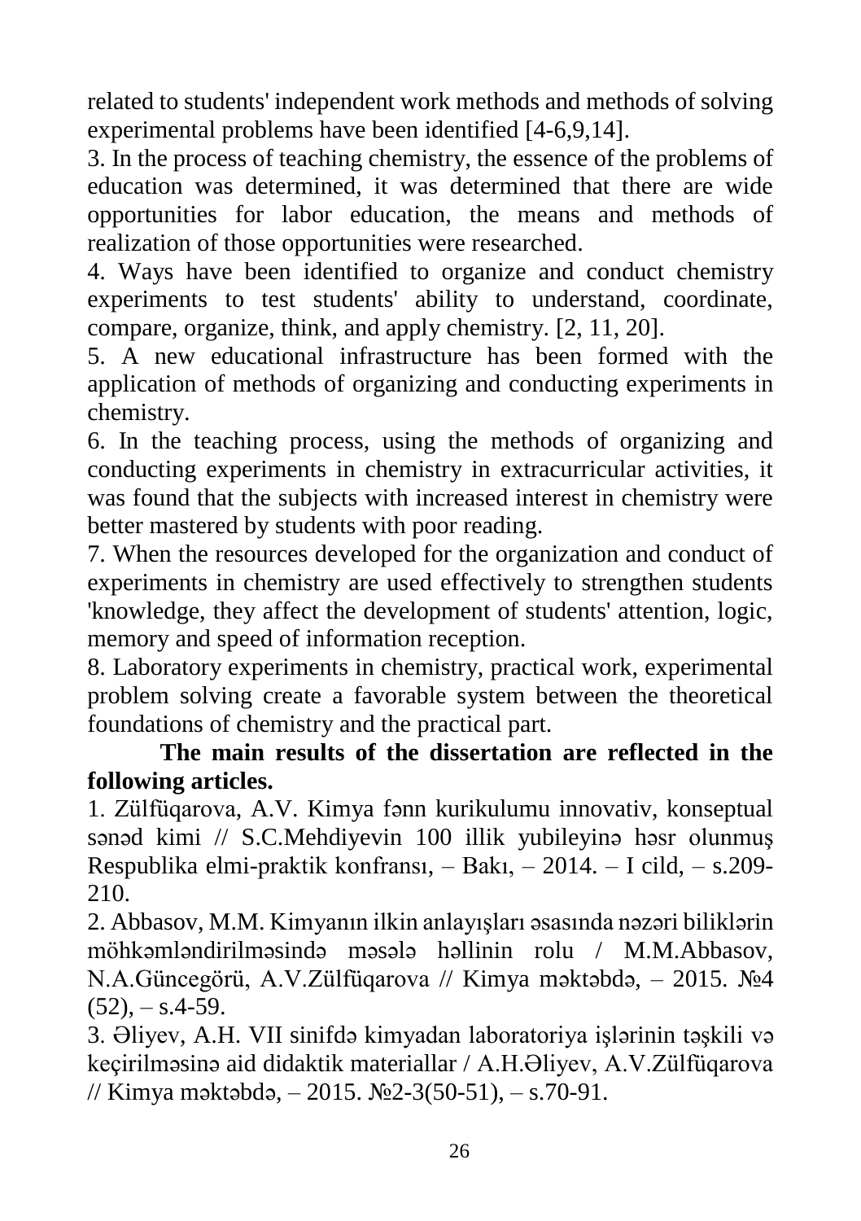related to students' independent work methods and methods of solving experimental problems have been identified [4-6,9,14].

3. In the process of teaching chemistry, the essence of the problems of education was determined, it was determined that there are wide opportunities for labor education, the means and methods of realization of those opportunities were researched.

4. Ways have been identified to organize and conduct chemistry experiments to test students' ability to understand, coordinate, compare, organize, think, and apply chemistry. [2, 11, 20].

5. A new educational infrastructure has been formed with the application of methods of organizing and conducting experiments in chemistry.

6. In the teaching process, using the methods of organizing and conducting experiments in chemistry in extracurricular activities, it was found that the subjects with increased interest in chemistry were better mastered by students with poor reading.

7. When the resources developed for the organization and conduct of experiments in chemistry are used effectively to strengthen students 'knowledge, they affect the development of students' attention, logic, memory and speed of information reception.

8. Laboratory experiments in chemistry, practical work, experimental problem solving create a favorable system between the theoretical foundations of chemistry and the practical part.

**The main results of the dissertation are reflected in the following articles.**

1. Zülfüqarova, A.V. Kimya fənn kurikulumu innovativ, konseptual sənəd kimi // S.C.Mehdiyevin 100 illik yubileyinə həsr olunmuş Respublika elmi-praktik konfransı, – Bakı, – 2014. – I cild, – s.209-210.

2. Abbasov, M.M. Kimyanın ilkin anlayışları əsasında nəzəri biliklərin möhkəmləndirilməsində məsələ həllinin rolu / M.M.Abbasov, N.A.Güncegörü, A.V.Zülfüqarova // Kimya məktəbdə, – 2015. №4 (52), – s.4-59.

3. Əliyev, A.H. VII sinifdə kimyadan laboratoriya işlərinin təşkili və keçirilməsinə aid didaktik materiallar / A.H.Əliyev, A.V.Zülfüqarova // Kimya məktəbdə, – 2015. №2-3(50-51), – s.70-91.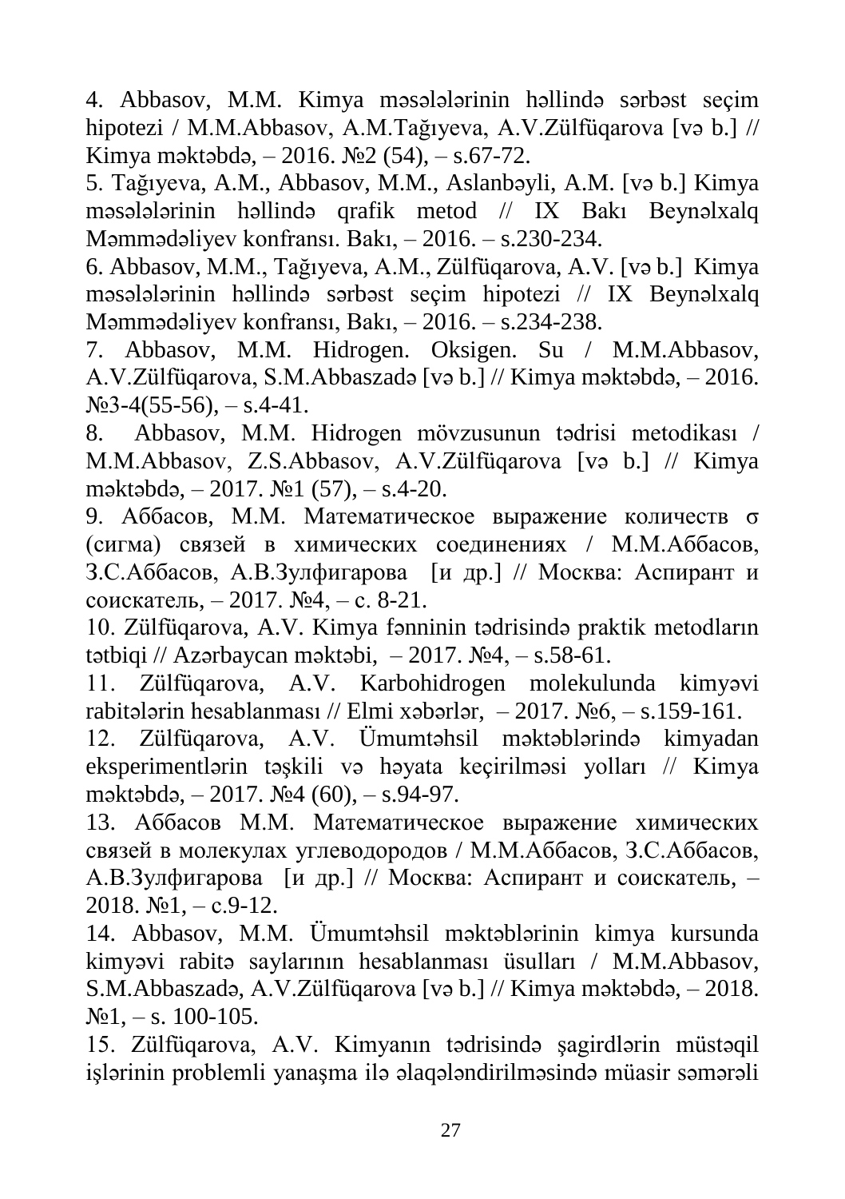4. Abbasov, M.M. Kimya məsələlərinin həllində sərbəst seçim hipotezi / M.M.Abbasov, A.M.Tağıyeva, A.V.Zülfüqarova [və b.] // Kimya məktəbdə, – 2016. №2 (54), – s.67-72.

5. Tağıyeva, A.M., Abbasov, M.M., Aslanbəyli, A.M. [və b.] Kimya məsələlərinin həllində qrafik metod // IX Bakı Beynəlxalq Məmmədəliyev konfransı. Bakı, – 2016. – s.230-234.

6. Abbasov, M.M., Tağıyeva, A.M., Zülfüqarova, A.V. [və b.] Kimya məsələlərinin həllində sərbəst seçim hipotezi // IX Beynəlxalq Məmmədəliyev konfransı, Bakı, – 2016. – s.234-238.

7. Abbasov, M.M. Hidrogen. Oksigen. Su / M.M.Abbasov, A.V.Zülfüqarova, S.M.Abbaszadə [və b.] // Kimya məktəbdə, – 2016. №3-4(55-56), – s.4-41.

8. Abbasov, M.M. Hidrogen mövzusunun tədrisi metodikası / M.M.Abbasov, Z.S.Abbasov, A.V.Zülfüqarova [və b.] // Kimya məktəbdə, – 2017. №1 (57), – s.4-20.

9. Аббасов, М.М. Математическое выражение количеств σ (сигма) связей в химических соединениях / М.М.Аббасов, З.С.Аббасов, А.В.Зулфигарова [и др.] // Москва: Аспирант и соискатель, – 2017. №4, – с. 8-21.

10. Zülfüqarova, A.V. Kimya fənninin tədrisində praktik metodların tətbiqi // Azərbaycan məktəbi, – 2017. №4, – s.58-61.

11. Zülfüqarova, A.V. Karbohidrogen molekulunda kimyəvi rabitələrin hesablanması // Elmi xəbərlər, – 2017. №6, – s.159-161.

12. Zülfüqarova, A.V. Ümumtəhsil məktəblərində kimyadan eksperimentlərin təşkili və həyata keçirilməsi yolları // Kimya məktəbdə, – 2017. №4 (60), – s.94-97.

13. Аббасов М.М. Математическое выражение химических связей в молекулах углеводородов / М.М.Аббасов, З.С.Аббасов, А.В.Зулфигарова [и др.] // Москва: Аспирант и соискатель, – 2018. №1, – с.9-12.

14. Abbasov, M.M. Ümumtəhsil məktəblərinin kimya kursunda kimyəvi rabitə saylarının hesablanması üsulları / M.M.Abbasov, S.M.Abbaszadə, A.V.Zülfüqarova [və b.] // Kimya məktəbdə, – 2018. №1, – s. 100-105.

15. Zülfüqarova, A.V. Kimyanın tədrisində şagirdlərin müstəqil işlərinin problemli yanaşma ilə əlaqələndirilməsində müasir səmərəli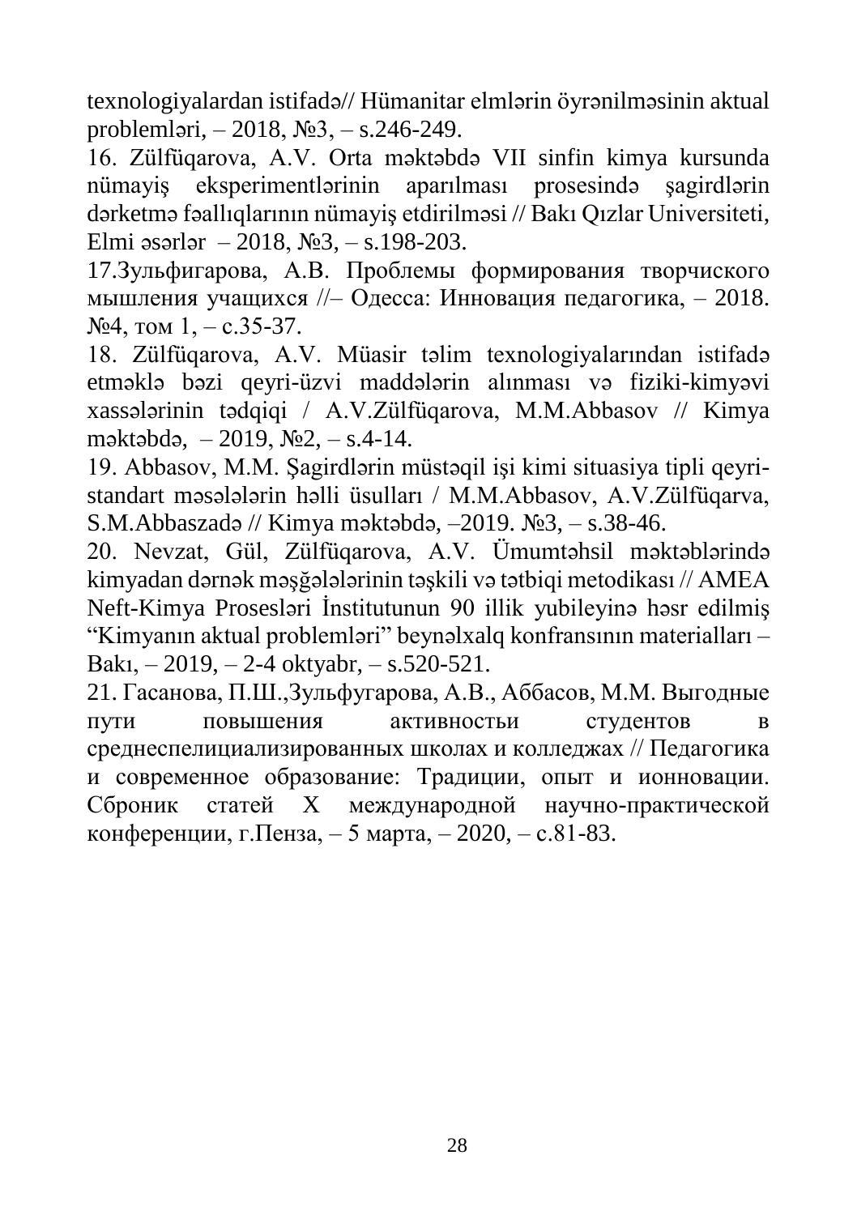texnologiyalardan istifadə// Hümanitar elmlərin öyrənilməsinin aktual problemləri, – 2018, №3, – s.246-249.

16. Zülfüqarova, A.V. Orta məktəbdə VII sinfin kimya kursunda nümayiş eksperimentlərinin aparılması prosesində şagirdlərin dərketmə fəallıqlarının nümayiş etdirilməsi // Bakı Qızlar Universiteti, Elmi əsərlər – 2018, №3, – s.198-203.

17.Зульфигарова, А.В. Проблемы формирования творчиского мышления учащихся //– Одесса: Инновация педагогика, – 2018. №4, том 1, – с.35-37.

18. Zülfüqarova, A.V. Müasir təlim texnologiyalarından istifadə etməklə bəzi qeyri-üzvi maddələrin alınması və fiziki-kimyəvi xassələrinin tədqiqi / A.V.Zülfüqarova, M.M.Abbasov // Kimya məktəbdə, – 2019, №2, – s.4-14.

19. Abbasov, M.M. Şagirdlərin müstəqil işi kimi situasiya tipli qeyri-standart məsələlərin həlli üsulları / M.M.Abbasov, A.V.Zülfüqarva, S.M.Abbaszadə // Kimya məktəbdə, –2019. №3, – s.38-46.

20. Nevzat, Gül, Zülfüqarova, A.V. Ümumtəhsil məktəblərində kimyadan dərnək məşğələlərinin təşkili və tətbiqi metodikası // AMEA Neft-Kimya Prosesləri İnstitutunun 90 illik yubileyinə həsr edilmiş "Kimyanın aktual problemləri" beynəlxalq konfransının materialları – Bakı, – 2019, – 2-4 oktyabr, – s.520-521.

21. Гасанова, П.Ш.,Зульфугарова, А.В., Аббасов, М.М. Выгодные пути повышения активностьи студентов в среднеспелициализированных школах и колледжах // Педагогика и современное образование: Традиции, опыт и ионновации. Сброник статей X международной научно-практической конференции, г.Пенза, – 5 марта, – 2020, – с.81-83.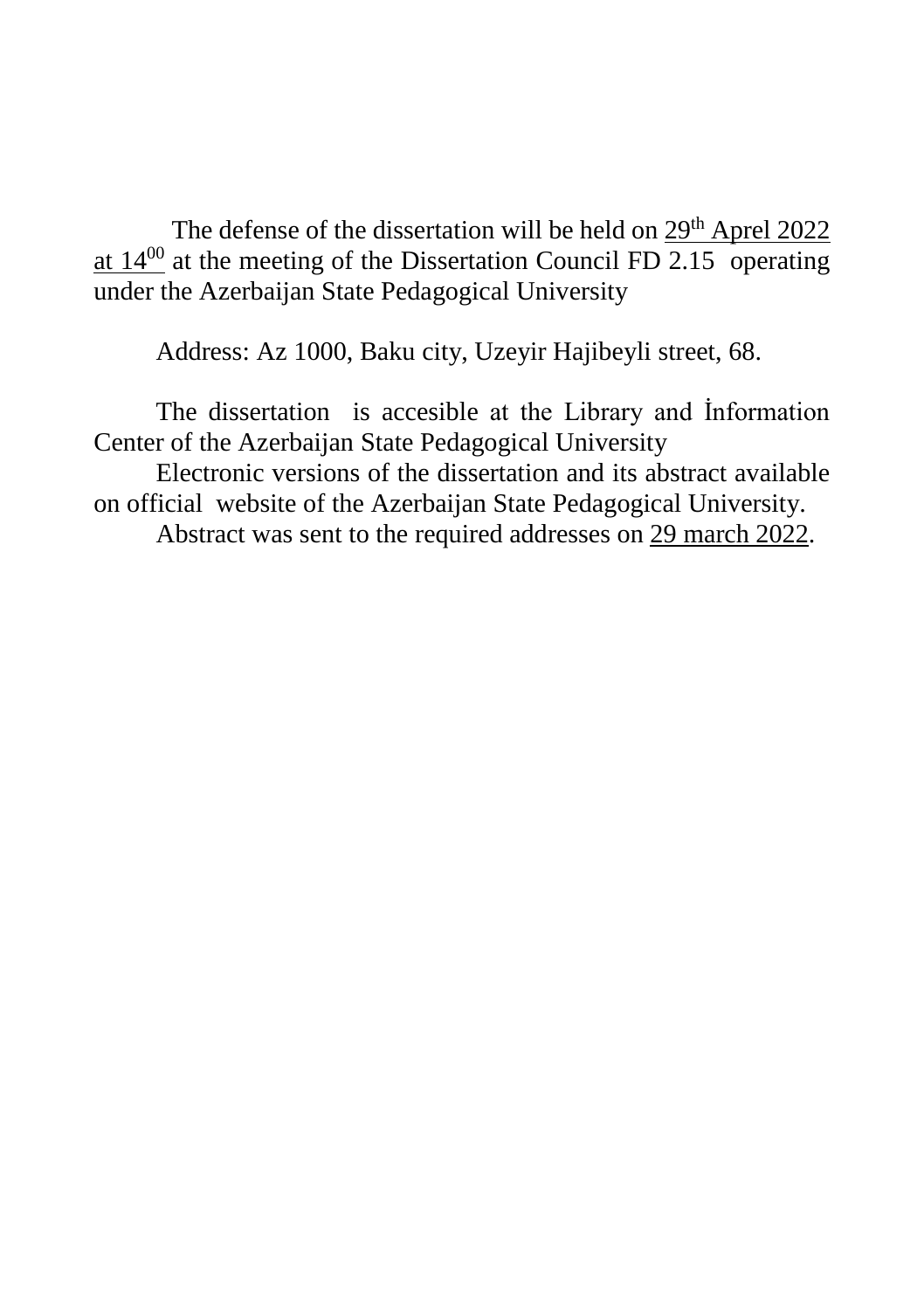The defense of the dissertation will be held on 29th Aprel 2022 at $14^{00}$ at the meeting of the Dissertation Council FD 2.15 operating under the Azerbaijan State Pedagogical University

Address: Az 1000, Baku city, Uzeyir Hajibeyli street, 68.

The dissertation is accesible at the Library and İnformation Center of the Azerbaijan State Pedagogical University

Electronic versions of the dissertation and its abstract available on official website of the Azerbaijan State Pedagogical University.

Abstract was sent to the required addresses on 29 march 2022.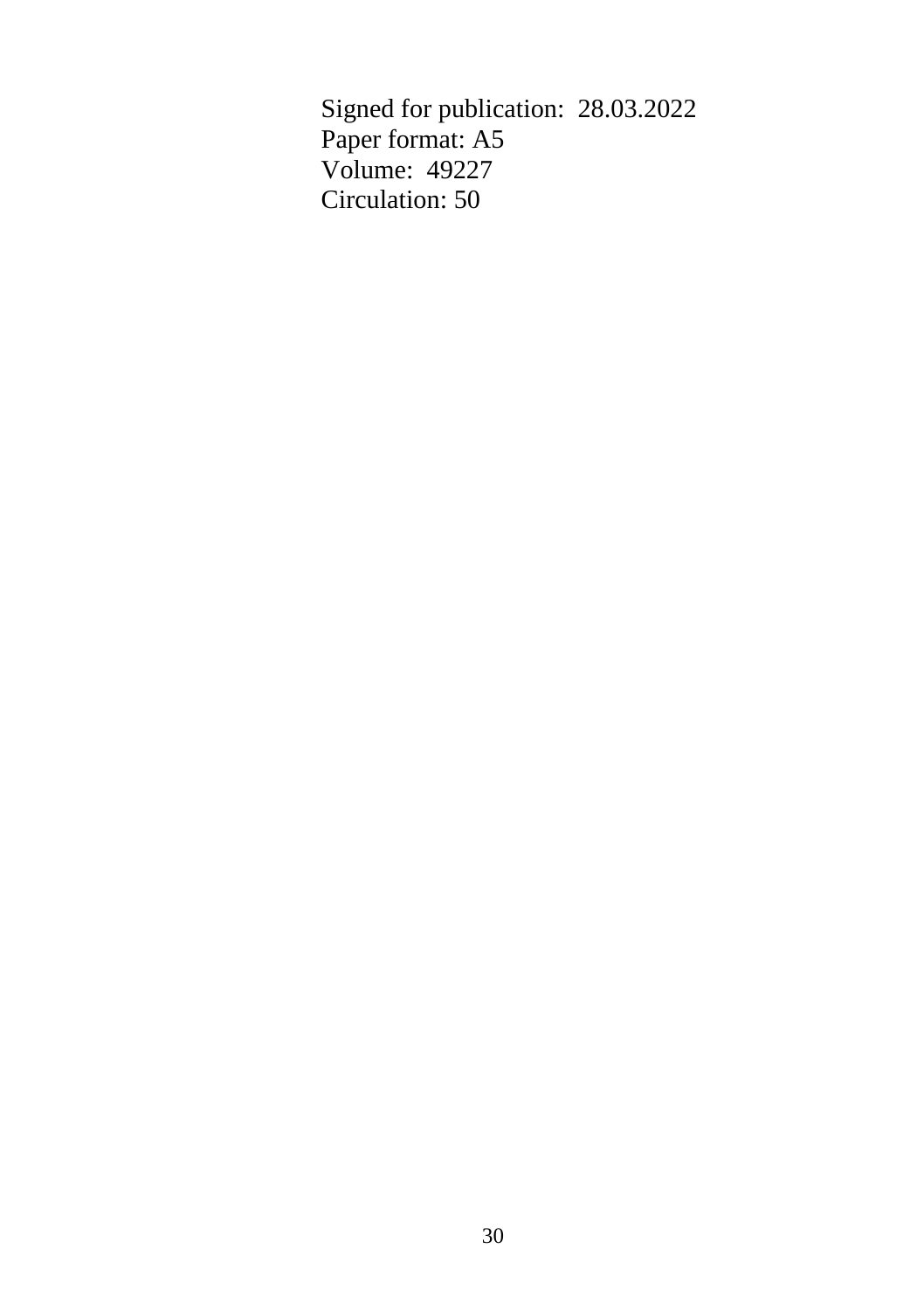Signed for publication: 28.03.2022
Paper format: A5
Volume: 49227
Circulation: 50